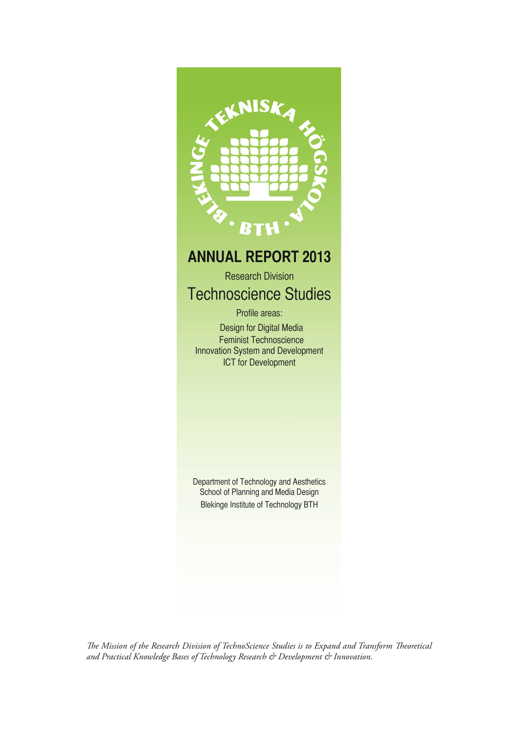BLEKINGE TEKNISKA HÖGSKOLA · BTH ·

# ANNUAL REPORT 2013

Research Division

## Technoscience Studies

Profile areas:

Design for Digital Media
Feminist Technoscience
Innovation System and Development
ICT for Development

Department of Technology and Aesthetics
School of Planning and Media Design
Blekinge Institute of Technology BTH

*The Mission of the Research Division of TechnoScience Studies is to Expand and Transform Theoretical and Practical Knowledge Bases of Technology Research & Development & Innovation.*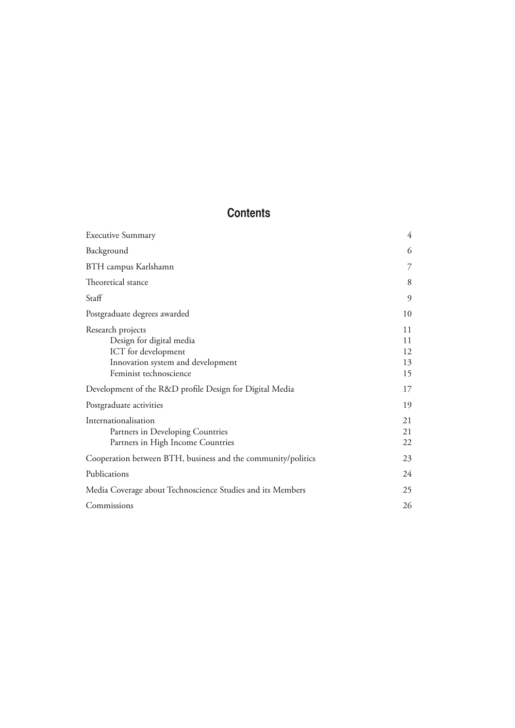# Contents

| | |
|---|---|
| Executive Summary | 4 |
| Background | 6 |
| BTH campus Karlshamn | 7 |
| Theoretical stance | 8 |
| Staff | 9 |
| Postgraduate degrees awarded | 10 |
| Research projects | 11 |
| Design for digital media | 11 |
| ICT for development | 12 |
| Innovation system and development | 13 |
| Feminist technoscience | 15 |
| Development of the R&D profile Design for Digital Media | 17 |
| Postgraduate activities | 19 |
| Internationalisation | 21 |
| Partners in Developing Countries | 21 |
| Partners in High Income Countries | 22 |
| Cooperation between BTH, business and the community/politics | 23 |
| Publications | 24 |
| Media Coverage about Technoscience Studies and its Members | 25 |
| Commissions | 26 |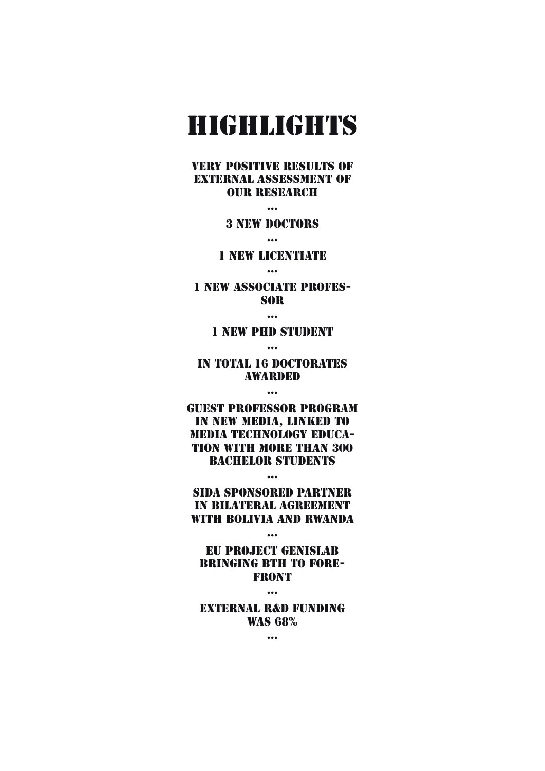# HIGHLIGHTS

VERY POSITIVE RESULTS OF EXTERNAL ASSESSMENT OF OUR RESEARCH

...

3 NEW DOCTORS

...

1 NEW LICENTIATE

...

1 NEW ASSOCIATE PROFESSOR

...

1 NEW PHD STUDENT

...

IN TOTAL 16 DOCTORATES AWARDED

...

GUEST PROFESSOR PROGRAM IN NEW MEDIA, LINKED TO MEDIA TECHNOLOGY EDUCATION WITH MORE THAN 300 BACHELOR STUDENTS

...

SIDA SPONSORED PARTNER IN BILATERAL AGREEMENT WITH BOLIVIA AND RWANDA

...

EU PROJECT GENISLAB BRINGING BTH TO FOREFRONT

...

EXTERNAL R&D FUNDING WAS 68%

...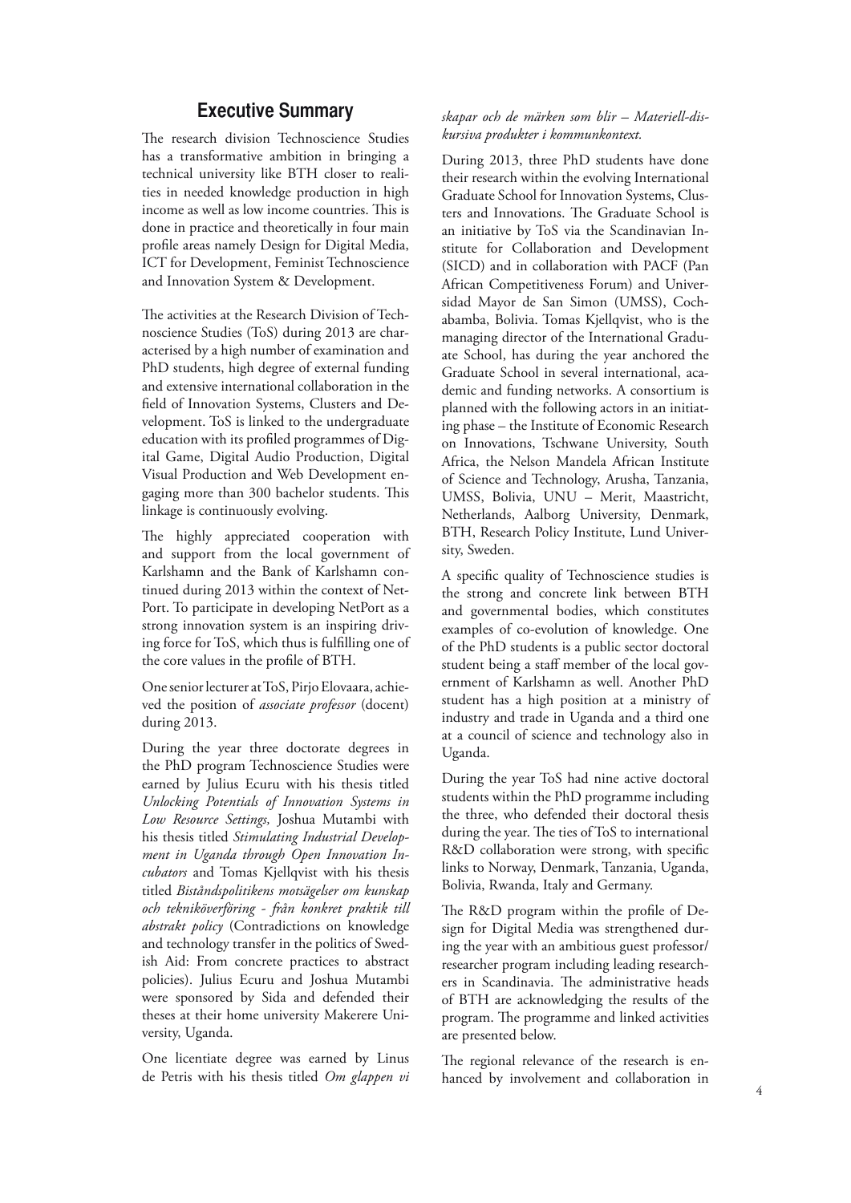## Executive Summary

The research division Technoscience Studies has a transformative ambition in bringing a technical university like BTH closer to realities in needed knowledge production in high income as well as low income countries. This is done in practice and theoretically in four main profile areas namely Design for Digital Media, ICT for Development, Feminist Technoscience and Innovation System & Development.

The activities at the Research Division of Technoscience Studies (ToS) during 2013 are characterised by a high number of examination and PhD students, high degree of external funding and extensive international collaboration in the field of Innovation Systems, Clusters and Development. ToS is linked to the undergraduate education with its profiled programmes of Digital Game, Digital Audio Production, Digital Visual Production and Web Development engaging more than 300 bachelor students. This linkage is continuously evolving.

The highly appreciated cooperation with and support from the local government of Karlshamn and the Bank of Karlshamn continued during 2013 within the context of NetPort. To participate in developing NetPort as a strong innovation system is an inspiring driving force for ToS, which thus is fulfilling one of the core values in the profile of BTH.

One senior lecturer at ToS, Pirjo Elovaara, achieved the position of *associate professor* (docent) during 2013.

During the year three doctorate degrees in the PhD program Technoscience Studies were earned by Julius Ecuru with his thesis titled *Unlocking Potentials of Innovation Systems in Low Resource Settings,* Joshua Mutambi with his thesis titled *Stimulating Industrial Development in Uganda through Open Innovation Incubators* and Tomas Kjellqvist with his thesis titled *Biståndspolitikens motsägelser om kunskap och tekniköverföring - från konkret praktik till abstrakt policy* (Contradictions on knowledge and technology transfer in the politics of Swedish Aid: From concrete practices to abstract policies). Julius Ecuru and Joshua Mutambi were sponsored by Sida and defended their theses at their home university Makerere University, Uganda.

One licentiate degree was earned by Linus de Petris with his thesis titled *Om glappen vi skapar och de märken som blir – Materiell-diskursiva produkter i kommunkontext.*

During 2013, three PhD students have done their research within the evolving International Graduate School for Innovation Systems, Clusters and Innovations. The Graduate School is an initiative by ToS via the Scandinavian Institute for Collaboration and Development (SICD) and in collaboration with PACF (Pan African Competitiveness Forum) and Universidad Mayor de San Simon (UMSS), Cochabamba, Bolivia. Tomas Kjellqvist, who is the managing director of the International Graduate School, has during the year anchored the Graduate School in several international, academic and funding networks. A consortium is planned with the following actors in an initiating phase – the Institute of Economic Research on Innovations, Tschwane University, South Africa, the Nelson Mandela African Institute of Science and Technology, Arusha, Tanzania, UMSS, Bolivia, UNU – Merit, Maastricht, Netherlands, Aalborg University, Denmark, BTH, Research Policy Institute, Lund University, Sweden.

A specific quality of Technoscience studies is the strong and concrete link between BTH and governmental bodies, which constitutes examples of co-evolution of knowledge. One of the PhD students is a public sector doctoral student being a staff member of the local government of Karlshamn as well. Another PhD student has a high position at a ministry of industry and trade in Uganda and a third one at a council of science and technology also in Uganda.

During the year ToS had nine active doctoral students within the PhD programme including the three, who defended their doctoral thesis during the year. The ties of ToS to international R&D collaboration were strong, with specific links to Norway, Denmark, Tanzania, Uganda, Bolivia, Rwanda, Italy and Germany.

The R&D program within the profile of Design for Digital Media was strengthened during the year with an ambitious guest professor/researcher program including leading researchers in Scandinavia. The administrative heads of BTH are acknowledging the results of the program. The programme and linked activities are presented below.

The regional relevance of the research is enhanced by involvement and collaboration in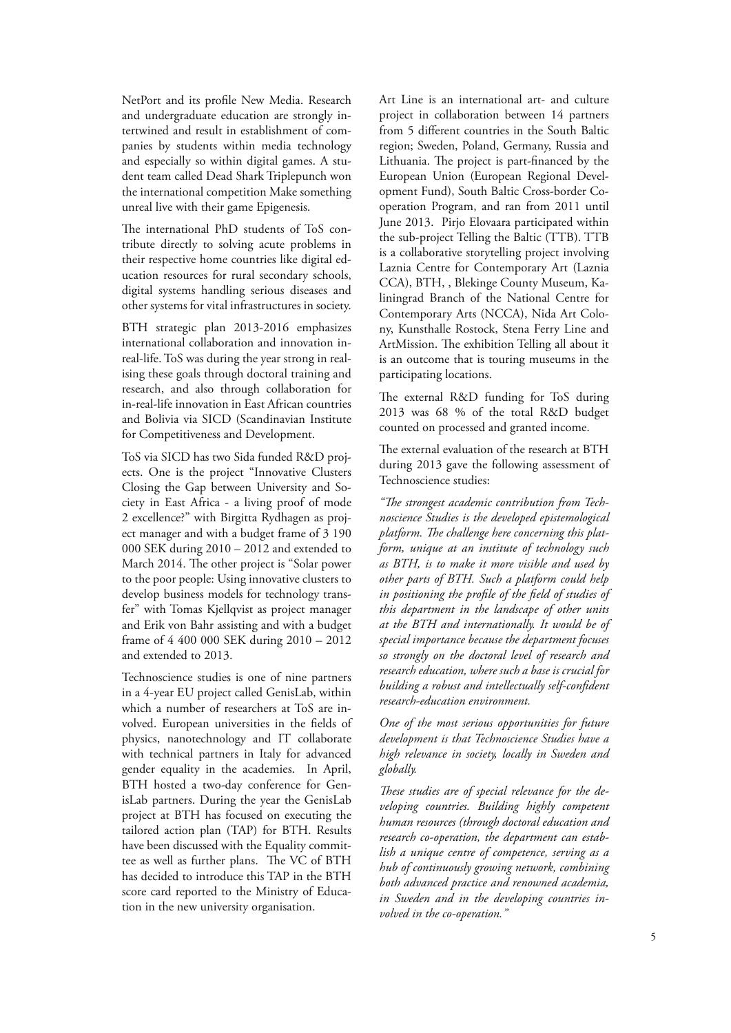NetPort and its profile New Media. Research and undergraduate education are strongly intertwined and result in establishment of companies by students within media technology and especially so within digital games. A student team called Dead Shark Triplepunch won the international competition Make something unreal live with their game Epigenesis.

The international PhD students of ToS contribute directly to solving acute problems in their respective home countries like digital education resources for rural secondary schools, digital systems handling serious diseases and other systems for vital infrastructures in society.

BTH strategic plan 2013-2016 emphasizes international collaboration and innovation in-real-life. ToS was during the year strong in realising these goals through doctoral training and research, and also through collaboration for in-real-life innovation in East African countries and Bolivia via SICD (Scandinavian Institute for Competitiveness and Development.

ToS via SICD has two Sida funded R&D projects. One is the project "Innovative Clusters Closing the Gap between University and Society in East Africa - a living proof of mode 2 excellence?" with Birgitta Rydhagen as project manager and with a budget frame of 3 190 000 SEK during 2010 – 2012 and extended to March 2014. The other project is "Solar power to the poor people: Using innovative clusters to develop business models for technology transfer" with Tomas Kjellqvist as project manager and Erik von Bahr assisting and with a budget frame of 4 400 000 SEK during 2010 – 2012 and extended to 2013.

Technoscience studies is one of nine partners in a 4-year EU project called GenisLab, within which a number of researchers at ToS are involved. European universities in the fields of physics, nanotechnology and IT collaborate with technical partners in Italy for advanced gender equality in the academies. In April, BTH hosted a two-day conference for GenisLab partners. During the year the GenisLab project at BTH has focused on executing the tailored action plan (TAP) for BTH. Results have been discussed with the Equality committee as well as further plans. The VC of BTH has decided to introduce this TAP in the BTH score card reported to the Ministry of Education in the new university organisation.

Art Line is an international art- and culture project in collaboration between 14 partners from 5 different countries in the South Baltic region; Sweden, Poland, Germany, Russia and Lithuania. The project is part-financed by the European Union (European Regional Development Fund), South Baltic Cross-border Cooperation Program, and ran from 2011 until June 2013. Pirjo Elovaara participated within the sub-project Telling the Baltic (TTB). TTB is a collaborative storytelling project involving Laznia Centre for Contemporary Art (Laznia CCA), BTH, , Blekinge County Museum, Kaliningrad Branch of the National Centre for Contemporary Arts (NCCA), Nida Art Colony, Kunsthalle Rostock, Stena Ferry Line and ArtMission. The exhibition Telling all about it is an outcome that is touring museums in the participating locations.

The external R&D funding for ToS during 2013 was 68 % of the total R&D budget counted on processed and granted income.

The external evaluation of the research at BTH during 2013 gave the following assessment of Technoscience studies:

*"The strongest academic contribution from Technoscience Studies is the developed epistemological platform. The challenge here concerning this platform, unique at an institute of technology such as BTH, is to make it more visible and used by other parts of BTH. Such a platform could help in positioning the profile of the field of studies of this department in the landscape of other units at the BTH and internationally. It would be of special importance because the department focuses so strongly on the doctoral level of research and research education, where such a base is crucial for building a robust and intellectually self-confident research-education environment.*

*One of the most serious opportunities for future development is that Technoscience Studies have a high relevance in society, locally in Sweden and globally.*

*These studies are of special relevance for the developing countries. Building highly competent human resources (through doctoral education and research co-operation, the department can establish a unique centre of competence, serving as a hub of continuously growing network, combining both advanced practice and renowned academia, in Sweden and in the developing countries involved in the co-operation."*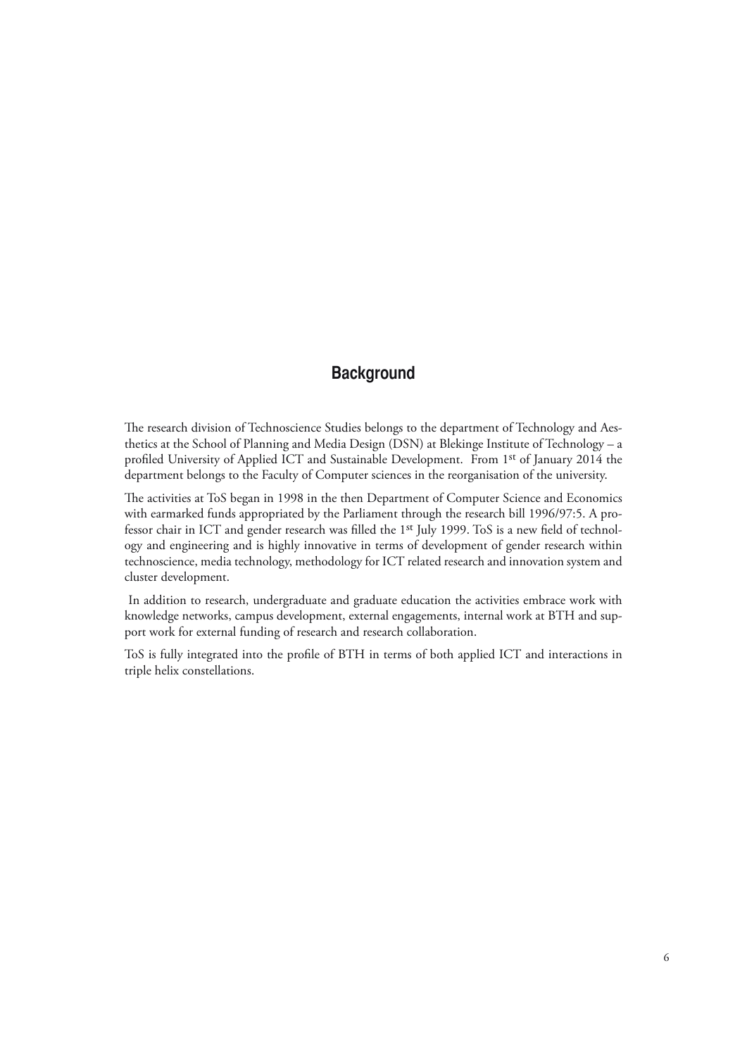## Background

The research division of Technoscience Studies belongs to the department of Technology and Aesthetics at the School of Planning and Media Design (DSN) at Blekinge Institute of Technology – a profiled University of Applied ICT and Sustainable Development. From 1st of January 2014 the department belongs to the Faculty of Computer sciences in the reorganisation of the university.

The activities at ToS began in 1998 in the then Department of Computer Science and Economics with earmarked funds appropriated by the Parliament through the research bill 1996/97:5. A professor chair in ICT and gender research was filled the 1st July 1999. ToS is a new field of technology and engineering and is highly innovative in terms of development of gender research within technoscience, media technology, methodology for ICT related research and innovation system and cluster development.

In addition to research, undergraduate and graduate education the activities embrace work with knowledge networks, campus development, external engagements, internal work at BTH and support work for external funding of research and research collaboration.

ToS is fully integrated into the profile of BTH in terms of both applied ICT and interactions in triple helix constellations.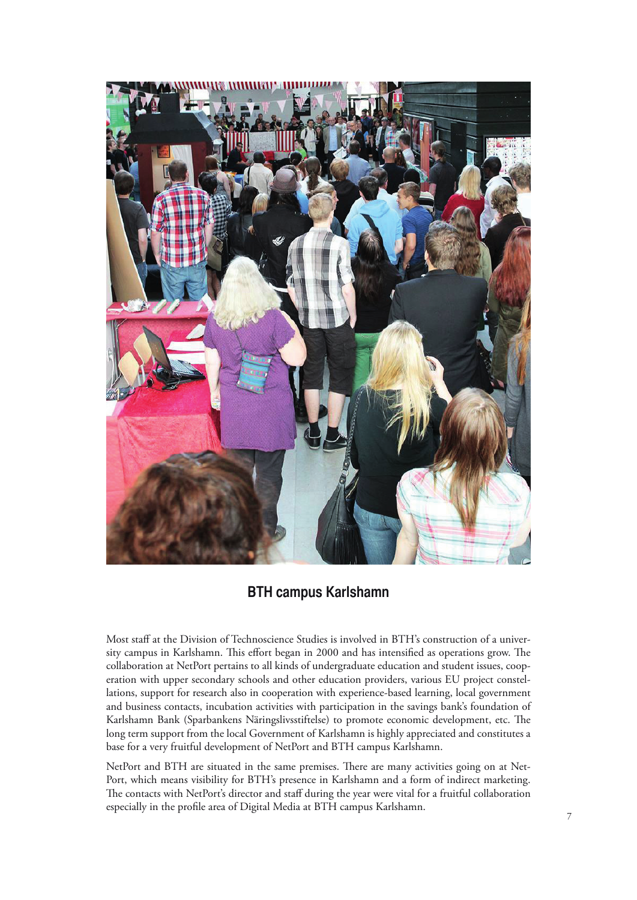## BTH campus Karlshamn

Most staff at the Division of Technoscience Studies is involved in BTH's construction of a university campus in Karlshamn. This effort began in 2000 and has intensified as operations grow. The collaboration at NetPort pertains to all kinds of undergraduate education and student issues, cooperation with upper secondary schools and other education providers, various EU project constellations, support for research also in cooperation with experience-based learning, local government and business contacts, incubation activities with participation in the savings bank's foundation of Karlshamn Bank (Sparbankens Näringslivsstiftelse) to promote economic development, etc. The long term support from the local Government of Karlshamn is highly appreciated and constitutes a base for a very fruitful development of NetPort and BTH campus Karlshamn.

NetPort and BTH are situated in the same premises. There are many activities going on at NetPort, which means visibility for BTH's presence in Karlshamn and a form of indirect marketing. The contacts with NetPort's director and staff during the year were vital for a fruitful collaboration especially in the profile area of Digital Media at BTH campus Karlshamn.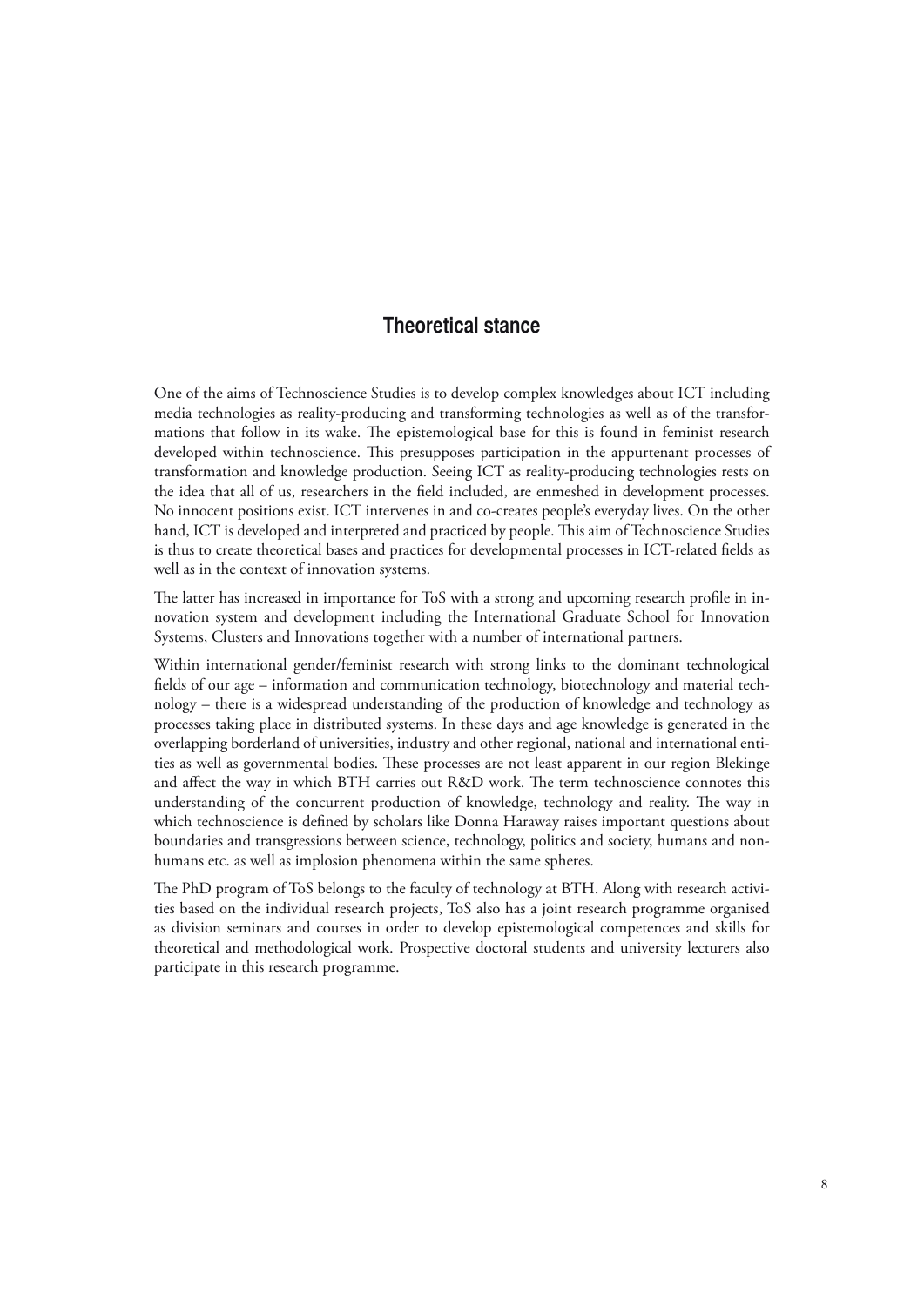## Theoretical stance

One of the aims of Technoscience Studies is to develop complex knowledges about ICT including media technologies as reality-producing and transforming technologies as well as of the transformations that follow in its wake. The epistemological base for this is found in feminist research developed within technoscience. This presupposes participation in the appurtenant processes of transformation and knowledge production. Seeing ICT as reality-producing technologies rests on the idea that all of us, researchers in the field included, are enmeshed in development processes. No innocent positions exist. ICT intervenes in and co-creates people's everyday lives. On the other hand, ICT is developed and interpreted and practiced by people. This aim of Technoscience Studies is thus to create theoretical bases and practices for developmental processes in ICT-related fields as well as in the context of innovation systems.

The latter has increased in importance for ToS with a strong and upcoming research profile in innovation system and development including the International Graduate School for Innovation Systems, Clusters and Innovations together with a number of international partners.

Within international gender/feminist research with strong links to the dominant technological fields of our age – information and communication technology, biotechnology and material technology – there is a widespread understanding of the production of knowledge and technology as processes taking place in distributed systems. In these days and age knowledge is generated in the overlapping borderland of universities, industry and other regional, national and international entities as well as governmental bodies. These processes are not least apparent in our region Blekinge and affect the way in which BTH carries out R&D work. The term technoscience connotes this understanding of the concurrent production of knowledge, technology and reality. The way in which technoscience is defined by scholars like Donna Haraway raises important questions about boundaries and transgressions between science, technology, politics and society, humans and nonhumans etc. as well as implosion phenomena within the same spheres.

The PhD program of ToS belongs to the faculty of technology at BTH. Along with research activities based on the individual research projects, ToS also has a joint research programme organised as division seminars and courses in order to develop epistemological competences and skills for theoretical and methodological work. Prospective doctoral students and university lecturers also participate in this research programme.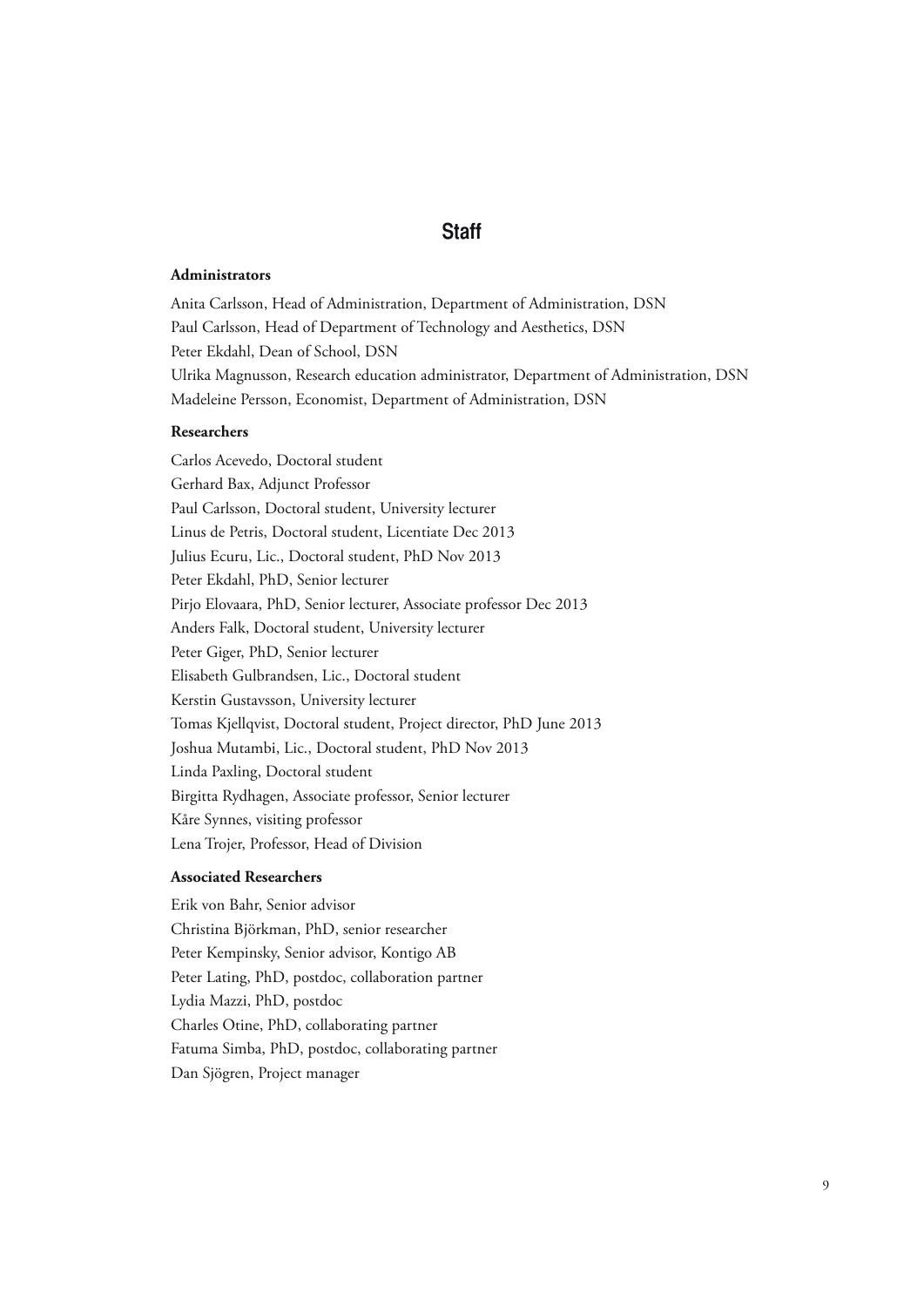# Staff

### Administrators

Anita Carlsson, Head of Administration, Department of Administration, DSN
Paul Carlsson, Head of Department of Technology and Aesthetics, DSN
Peter Ekdahl, Dean of School, DSN
Ulrika Magnusson, Research education administrator, Department of Administration, DSN
Madeleine Persson, Economist, Department of Administration, DSN

### Researchers

Carlos Acevedo, Doctoral student
Gerhard Bax, Adjunct Professor
Paul Carlsson, Doctoral student, University lecturer
Linus de Petris, Doctoral student, Licentiate Dec 2013
Julius Ecuru, Lic., Doctoral student, PhD Nov 2013
Peter Ekdahl, PhD, Senior lecturer
Pirjo Elovaara, PhD, Senior lecturer, Associate professor Dec 2013
Anders Falk, Doctoral student, University lecturer
Peter Giger, PhD, Senior lecturer
Elisabeth Gulbrandsen, Lic., Doctoral student
Kerstin Gustavsson, University lecturer
Tomas Kjellqvist, Doctoral student, Project director, PhD June 2013
Joshua Mutambi, Lic., Doctoral student, PhD Nov 2013
Linda Paxling, Doctoral student
Birgitta Rydhagen, Associate professor, Senior lecturer
Kåre Synnes, visiting professor
Lena Trojer, Professor, Head of Division

### Associated Researchers

Erik von Bahr, Senior advisor
Christina Björkman, PhD, senior researcher
Peter Kempinsky, Senior advisor, Kontigo AB
Peter Lating, PhD, postdoc, collaboration partner
Lydia Mazzi, PhD, postdoc
Charles Otine, PhD, collaborating partner
Fatuma Simba, PhD, postdoc, collaborating partner
Dan Sjögren, Project manager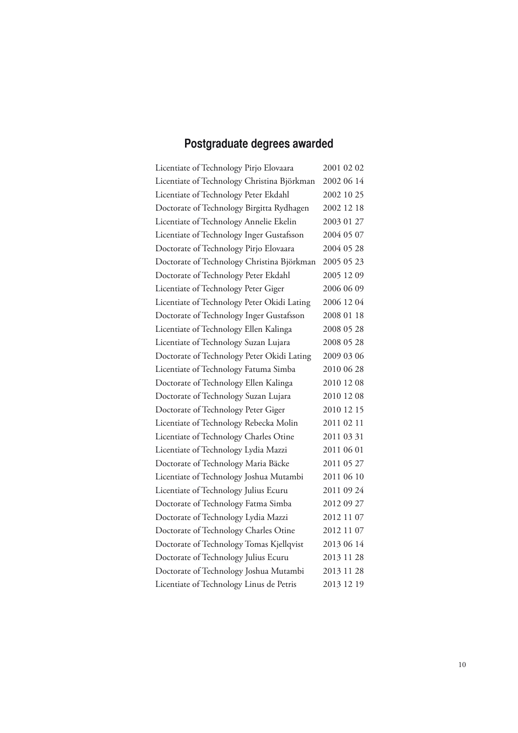## Postgraduate degrees awarded

| | |
|---|---|
| Licentiate of Technology Pirjo Elovaara | 2001 02 02 |
| Licentiate of Technology Christina Björkman | 2002 06 14 |
| Licentiate of Technology Peter Ekdahl | 2002 10 25 |
| Doctorate of Technology Birgitta Rydhagen | 2002 12 18 |
| Licentiate of Technology Annelie Ekelin | 2003 01 27 |
| Licentiate of Technology Inger Gustafsson | 2004 05 07 |
| Doctorate of Technology Pirjo Elovaara | 2004 05 28 |
| Doctorate of Technology Christina Björkman | 2005 05 23 |
| Doctorate of Technology Peter Ekdahl | 2005 12 09 |
| Licentiate of Technology Peter Giger | 2006 06 09 |
| Licentiate of Technology Peter Okidi Lating | 2006 12 04 |
| Doctorate of Technology Inger Gustafsson | 2008 01 18 |
| Licentiate of Technology Ellen Kalinga | 2008 05 28 |
| Licentiate of Technology Suzan Lujara | 2008 05 28 |
| Doctorate of Technology Peter Okidi Lating | 2009 03 06 |
| Licentiate of Technology Fatuma Simba | 2010 06 28 |
| Doctorate of Technology Ellen Kalinga | 2010 12 08 |
| Doctorate of Technology Suzan Lujara | 2010 12 08 |
| Doctorate of Technology Peter Giger | 2010 12 15 |
| Licentiate of Technology Rebecka Molin | 2011 02 11 |
| Licentiate of Technology Charles Otine | 2011 03 31 |
| Licentiate of Technology Lydia Mazzi | 2011 06 01 |
| Doctorate of Technology Maria Bäcke | 2011 05 27 |
| Licentiate of Technology Joshua Mutambi | 2011 06 10 |
| Licentiate of Technology Julius Ecuru | 2011 09 24 |
| Doctorate of Technology Fatma Simba | 2012 09 27 |
| Doctorate of Technology Lydia Mazzi | 2012 11 07 |
| Doctorate of Technology Charles Otine | 2012 11 07 |
| Doctorate of Technology Tomas Kjellqvist | 2013 06 14 |
| Doctorate of Technology Julius Ecuru | 2013 11 28 |
| Doctorate of Technology Joshua Mutambi | 2013 11 28 |
| Licentiate of Technology Linus de Petris | 2013 12 19 |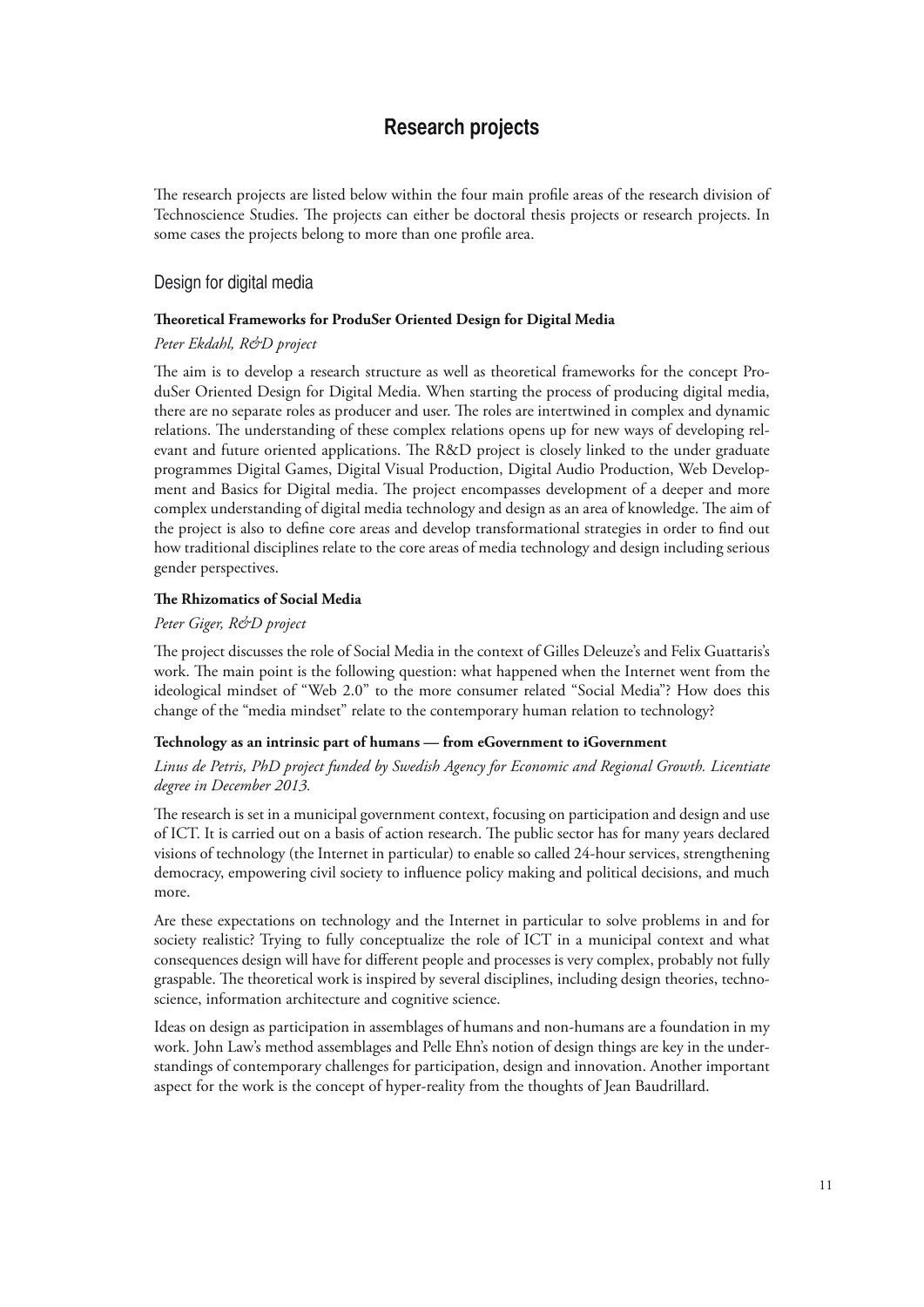# Research projects

The research projects are listed below within the four main profile areas of the research division of Technoscience Studies. The projects can either be doctoral thesis projects or research projects. In some cases the projects belong to more than one profile area.

## Design for digital media

### Theoretical Frameworks for ProduSer Oriented Design for Digital Media

*Peter Ekdahl, R&D project*

The aim is to develop a research structure as well as theoretical frameworks for the concept ProduSer Oriented Design for Digital Media. When starting the process of producing digital media, there are no separate roles as producer and user. The roles are intertwined in complex and dynamic relations. The understanding of these complex relations opens up for new ways of developing relevant and future oriented applications. The R&D project is closely linked to the under graduate programmes Digital Games, Digital Visual Production, Digital Audio Production, Web Development and Basics for Digital media. The project encompasses development of a deeper and more complex understanding of digital media technology and design as an area of knowledge. The aim of the project is also to define core areas and develop transformational strategies in order to find out how traditional disciplines relate to the core areas of media technology and design including serious gender perspectives.

### The Rhizomatics of Social Media

*Peter Giger, R&D project*

The project discusses the role of Social Media in the context of Gilles Deleuze's and Felix Guattaris's work. The main point is the following question: what happened when the Internet went from the ideological mindset of "Web 2.0" to the more consumer related "Social Media"? How does this change of the "media mindset" relate to the contemporary human relation to technology?

### Technology as an intrinsic part of humans — from eGovernment to iGovernment

*Linus de Petris, PhD project funded by Swedish Agency for Economic and Regional Growth. Licentiate degree in December 2013.*

The research is set in a municipal government context, focusing on participation and design and use of ICT. It is carried out on a basis of action research. The public sector has for many years declared visions of technology (the Internet in particular) to enable so called 24-hour services, strengthening democracy, empowering civil society to influence policy making and political decisions, and much more.

Are these expectations on technology and the Internet in particular to solve problems in and for society realistic? Trying to fully conceptualize the role of ICT in a municipal context and what consequences design will have for different people and processes is very complex, probably not fully graspable. The theoretical work is inspired by several disciplines, including design theories, technoscience, information architecture and cognitive science.

Ideas on design as participation in assemblages of humans and non-humans are a foundation in my work. John Law's method assemblages and Pelle Ehn's notion of design things are key in the understandings of contemporary challenges for participation, design and innovation. Another important aspect for the work is the concept of hyper-reality from the thoughts of Jean Baudrillard.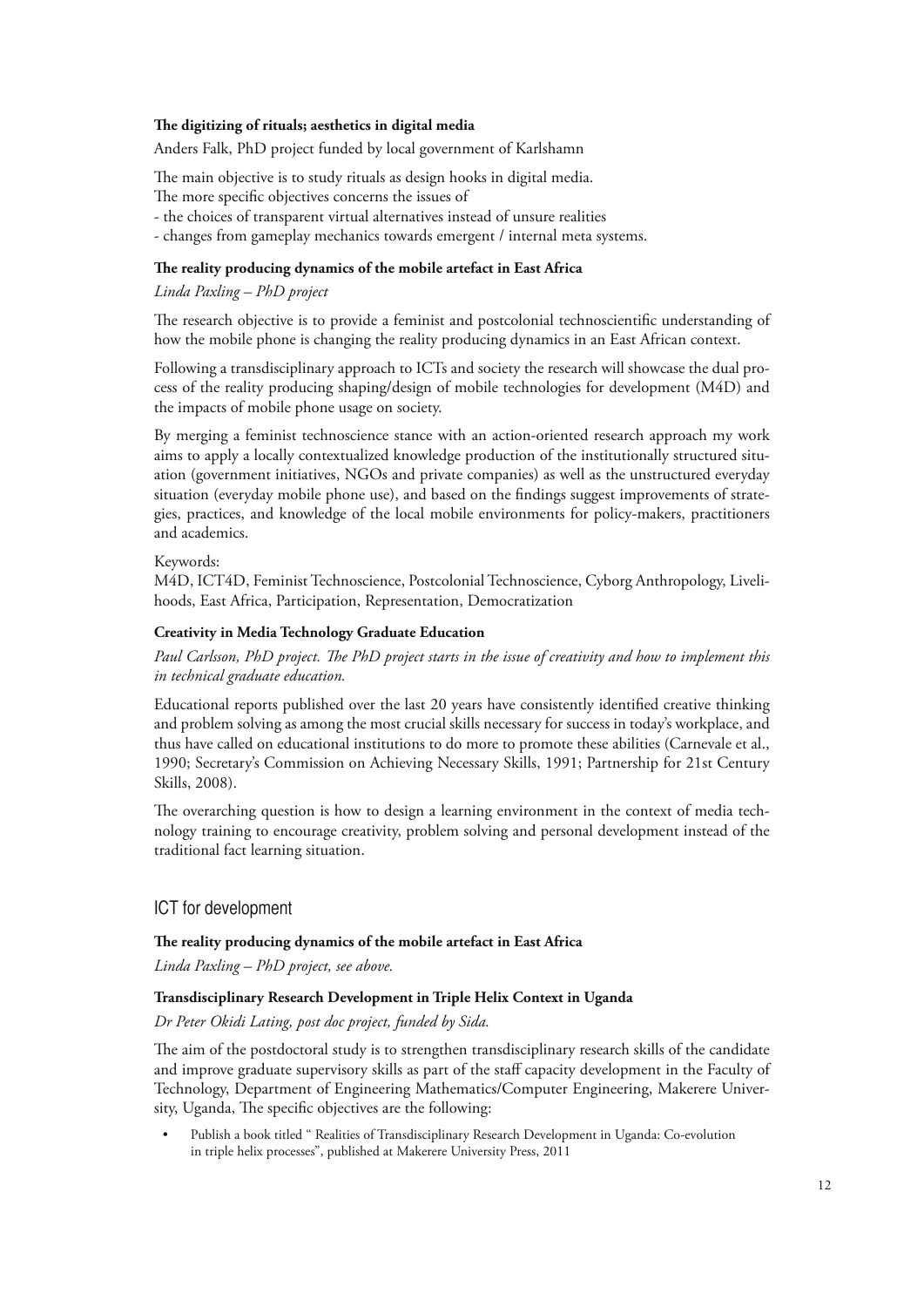### The digitizing of rituals; aesthetics in digital media

Anders Falk, PhD project funded by local government of Karlshamn

The main objective is to study rituals as design hooks in digital media.
The more specific objectives concerns the issues of
- the choices of transparent virtual alternatives instead of unsure realities
- changes from gameplay mechanics towards emergent / internal meta systems.

### The reality producing dynamics of the mobile artefact in East Africa

*Linda Paxling – PhD project*

The research objective is to provide a feminist and postcolonial technoscientific understanding of how the mobile phone is changing the reality producing dynamics in an East African context.

Following a transdisciplinary approach to ICTs and society the research will showcase the dual process of the reality producing shaping/design of mobile technologies for development (M4D) and the impacts of mobile phone usage on society.

By merging a feminist technoscience stance with an action-oriented research approach my work aims to apply a locally contextualized knowledge production of the institutionally structured situation (government initiatives, NGOs and private companies) as well as the unstructured everyday situation (everyday mobile phone use), and based on the findings suggest improvements of strategies, practices, and knowledge of the local mobile environments for policy-makers, practitioners and academics.

Keywords:
M4D, ICT4D, Feminist Technoscience, Postcolonial Technoscience, Cyborg Anthropology, Livelihoods, East Africa, Participation, Representation, Democratization

### Creativity in Media Technology Graduate Education

*Paul Carlsson, PhD project. The PhD project starts in the issue of creativity and how to implement this in technical graduate education.*

Educational reports published over the last 20 years have consistently identified creative thinking and problem solving as among the most crucial skills necessary for success in today's workplace, and thus have called on educational institutions to do more to promote these abilities (Carnevale et al., 1990; Secretary's Commission on Achieving Necessary Skills, 1991; Partnership for 21st Century Skills, 2008).

The overarching question is how to design a learning environment in the context of media technology training to encourage creativity, problem solving and personal development instead of the traditional fact learning situation.

## ICT for development

### The reality producing dynamics of the mobile artefact in East Africa

*Linda Paxling – PhD project, see above.*

### Transdisciplinary Research Development in Triple Helix Context in Uganda

*Dr Peter Okidi Lating, post doc project, funded by Sida.*

The aim of the postdoctoral study is to strengthen transdisciplinary research skills of the candidate and improve graduate supervisory skills as part of the staff capacity development in the Faculty of Technology, Department of Engineering Mathematics/Computer Engineering, Makerere University, Uganda, The specific objectives are the following:

- Publish a book titled " Realities of Transdisciplinary Research Development in Uganda: Co-evolution in triple helix processes", published at Makerere University Press, 2011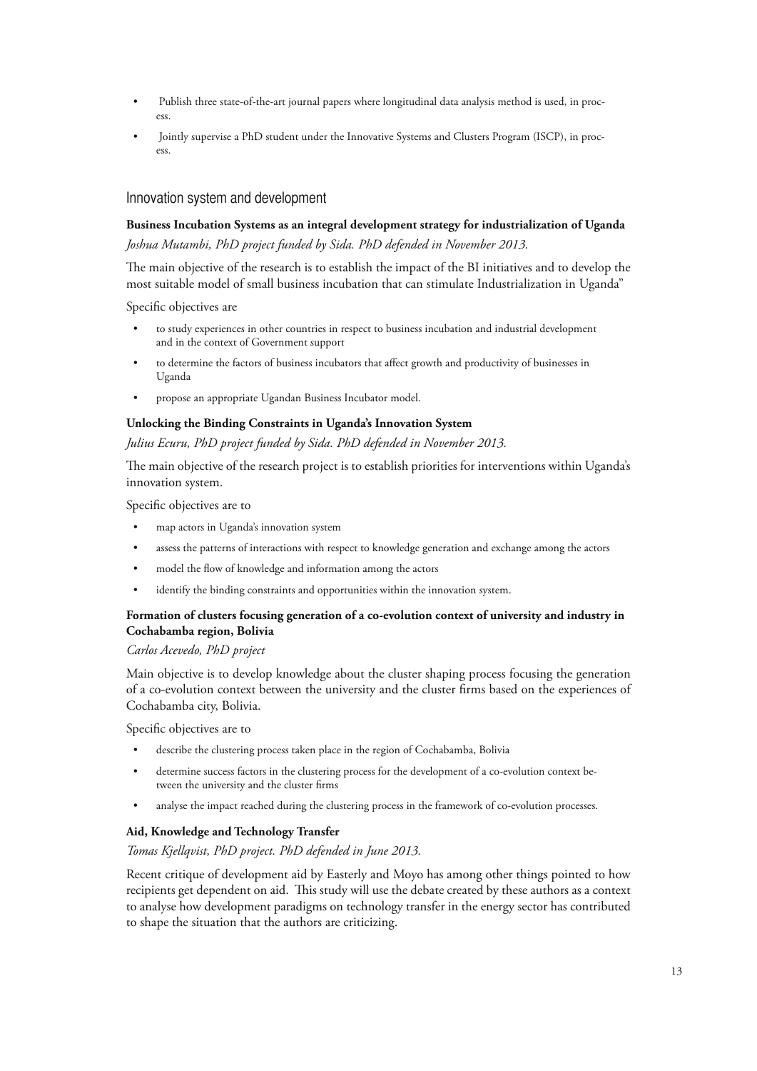- Publish three state-of-the-art journal papers where longitudinal data analysis method is used, in process.
- Jointly supervise a PhD student under the Innovative Systems and Clusters Program (ISCP), in process.

## Innovation system and development

**Business Incubation Systems as an integral development strategy for industrialization of Uganda**

*Joshua Mutambi, PhD project funded by Sida. PhD defended in November 2013.*

The main objective of the research is to establish the impact of the BI initiatives and to develop the most suitable model of small business incubation that can stimulate Industrialization in Uganda"

Specific objectives are

- to study experiences in other countries in respect to business incubation and industrial development and in the context of Government support
- to determine the factors of business incubators that affect growth and productivity of businesses in Uganda
- propose an appropriate Ugandan Business Incubator model.

**Unlocking the Binding Constraints in Uganda's Innovation System**

*Julius Ecuru, PhD project funded by Sida. PhD defended in November 2013.*

The main objective of the research project is to establish priorities for interventions within Uganda's innovation system.

Specific objectives are to

- map actors in Uganda's innovation system
- assess the patterns of interactions with respect to knowledge generation and exchange among the actors
- model the flow of knowledge and information among the actors
- identify the binding constraints and opportunities within the innovation system.

**Formation of clusters focusing generation of a co-evolution context of university and industry in Cochabamba region, Bolivia**

*Carlos Acevedo, PhD project*

Main objective is to develop knowledge about the cluster shaping process focusing the generation of a co-evolution context between the university and the cluster firms based on the experiences of Cochabamba city, Bolivia.

Specific objectives are to

- describe the clustering process taken place in the region of Cochabamba, Bolivia
- determine success factors in the clustering process for the development of a co-evolution context between the university and the cluster firms
- analyse the impact reached during the clustering process in the framework of co-evolution processes.

**Aid, Knowledge and Technology Transfer**

*Tomas Kjellqvist, PhD project. PhD defended in June 2013.*

Recent critique of development aid by Easterly and Moyo has among other things pointed to how recipients get dependent on aid. This study will use the debate created by these authors as a context to analyse how development paradigms on technology transfer in the energy sector has contributed to shape the situation that the authors are criticizing.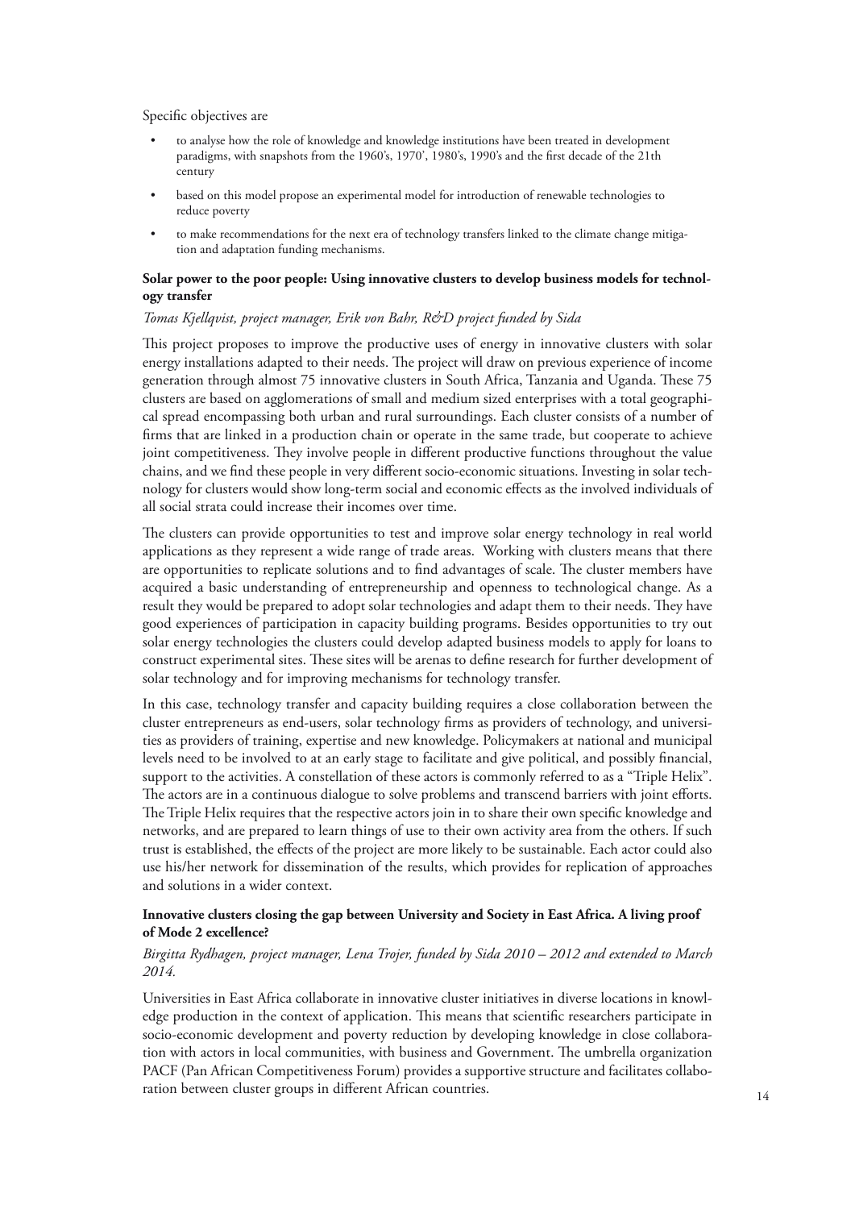Specific objectives are

- to analyse how the role of knowledge and knowledge institutions have been treated in development paradigms, with snapshots from the 1960's, 1970', 1980's, 1990's and the first decade of the 21th century
- based on this model propose an experimental model for introduction of renewable technologies to reduce poverty
- to make recommendations for the next era of technology transfers linked to the climate change mitigation and adaptation funding mechanisms.

**Solar power to the poor people: Using innovative clusters to develop business models for technology transfer**

*Tomas Kjellqvist, project manager, Erik von Bahr, R&D project funded by Sida*

This project proposes to improve the productive uses of energy in innovative clusters with solar energy installations adapted to their needs. The project will draw on previous experience of income generation through almost 75 innovative clusters in South Africa, Tanzania and Uganda. These 75 clusters are based on agglomerations of small and medium sized enterprises with a total geographical spread encompassing both urban and rural surroundings. Each cluster consists of a number of firms that are linked in a production chain or operate in the same trade, but cooperate to achieve joint competitiveness. They involve people in different productive functions throughout the value chains, and we find these people in very different socio-economic situations. Investing in solar technology for clusters would show long-term social and economic effects as the involved individuals of all social strata could increase their incomes over time.

The clusters can provide opportunities to test and improve solar energy technology in real world applications as they represent a wide range of trade areas. Working with clusters means that there are opportunities to replicate solutions and to find advantages of scale. The cluster members have acquired a basic understanding of entrepreneurship and openness to technological change. As a result they would be prepared to adopt solar technologies and adapt them to their needs. They have good experiences of participation in capacity building programs. Besides opportunities to try out solar energy technologies the clusters could develop adapted business models to apply for loans to construct experimental sites. These sites will be arenas to define research for further development of solar technology and for improving mechanisms for technology transfer.

In this case, technology transfer and capacity building requires a close collaboration between the cluster entrepreneurs as end-users, solar technology firms as providers of technology, and universities as providers of training, expertise and new knowledge. Policymakers at national and municipal levels need to be involved to at an early stage to facilitate and give political, and possibly financial, support to the activities. A constellation of these actors is commonly referred to as a "Triple Helix". The actors are in a continuous dialogue to solve problems and transcend barriers with joint efforts. The Triple Helix requires that the respective actors join in to share their own specific knowledge and networks, and are prepared to learn things of use to their own activity area from the others. If such trust is established, the effects of the project are more likely to be sustainable. Each actor could also use his/her network for dissemination of the results, which provides for replication of approaches and solutions in a wider context.

**Innovative clusters closing the gap between University and Society in East Africa. A living proof of Mode 2 excellence?**

*Birgitta Rydhagen, project manager, Lena Trojer, funded by Sida 2010 – 2012 and extended to March 2014.*

Universities in East Africa collaborate in innovative cluster initiatives in diverse locations in knowledge production in the context of application. This means that scientific researchers participate in socio-economic development and poverty reduction by developing knowledge in close collaboration with actors in local communities, with business and Government. The umbrella organization PACF (Pan African Competitiveness Forum) provides a supportive structure and facilitates collaboration between cluster groups in different African countries.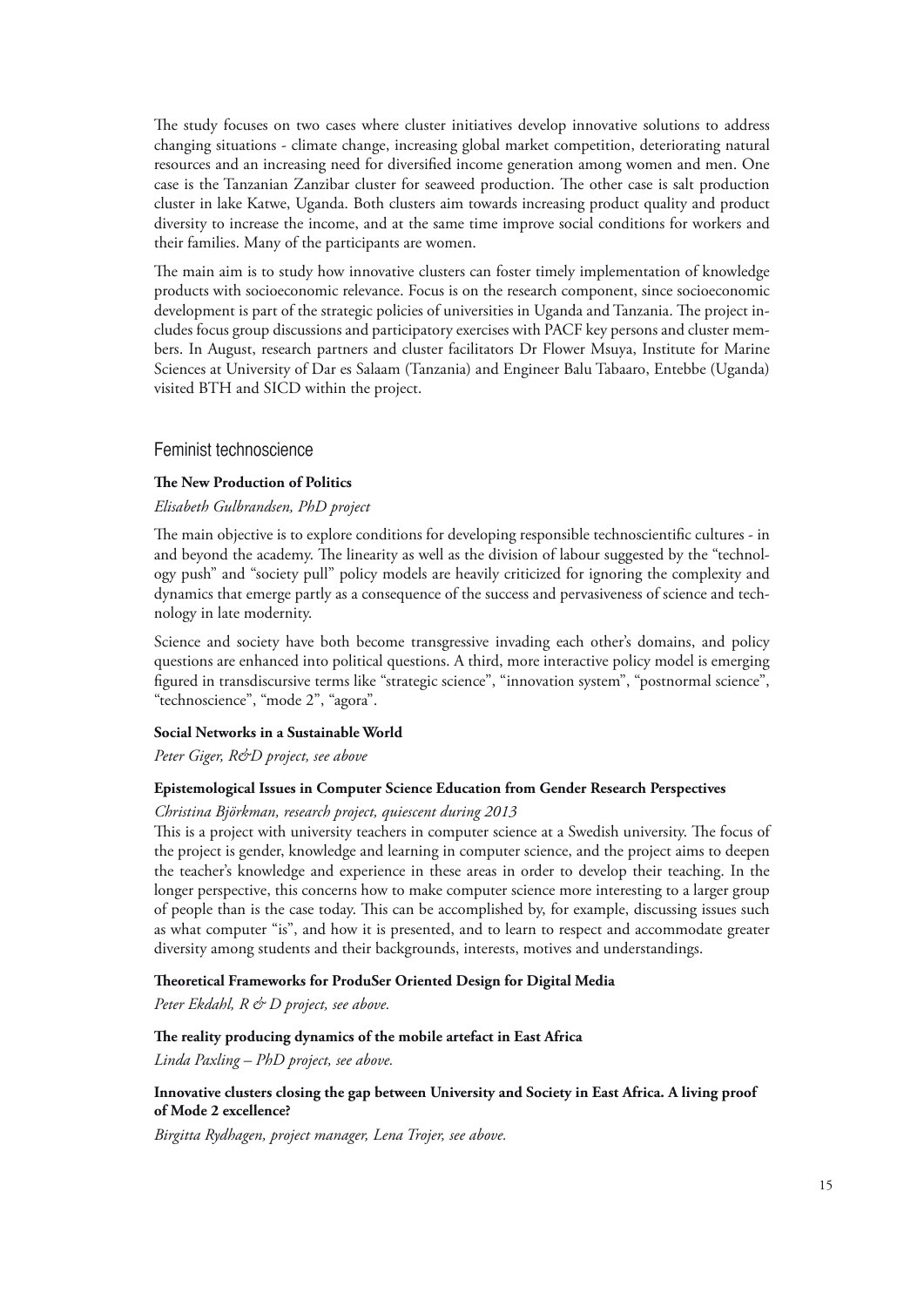The study focuses on two cases where cluster initiatives develop innovative solutions to address changing situations - climate change, increasing global market competition, deteriorating natural resources and an increasing need for diversified income generation among women and men. One case is the Tanzanian Zanzibar cluster for seaweed production. The other case is salt production cluster in lake Katwe, Uganda. Both clusters aim towards increasing product quality and product diversity to increase the income, and at the same time improve social conditions for workers and their families. Many of the participants are women.

The main aim is to study how innovative clusters can foster timely implementation of knowledge products with socioeconomic relevance. Focus is on the research component, since socioeconomic development is part of the strategic policies of universities in Uganda and Tanzania. The project includes focus group discussions and participatory exercises with PACF key persons and cluster members. In August, research partners and cluster facilitators Dr Flower Msuya, Institute for Marine Sciences at University of Dar es Salaam (Tanzania) and Engineer Balu Tabaaro, Entebbe (Uganda) visited BTH and SICD within the project.

## Feminist technoscience

**The New Production of Politics**

*Elisabeth Gulbrandsen, PhD project*

The main objective is to explore conditions for developing responsible technoscientific cultures - in and beyond the academy. The linearity as well as the division of labour suggested by the "technology push" and "society pull" policy models are heavily criticized for ignoring the complexity and dynamics that emerge partly as a consequence of the success and pervasiveness of science and technology in late modernity.

Science and society have both become transgressive invading each other's domains, and policy questions are enhanced into political questions. A third, more interactive policy model is emerging figured in transdiscursive terms like "strategic science", "innovation system", "postnormal science", "technoscience", "mode 2", "agora".

**Social Networks in a Sustainable World**

*Peter Giger, R&D project, see above*

**Epistemological Issues in Computer Science Education from Gender Research Perspectives**

*Christina Björkman, research project, quiescent during 2013*

This is a project with university teachers in computer science at a Swedish university. The focus of the project is gender, knowledge and learning in computer science, and the project aims to deepen the teacher's knowledge and experience in these areas in order to develop their teaching. In the longer perspective, this concerns how to make computer science more interesting to a larger group of people than is the case today. This can be accomplished by, for example, discussing issues such as what computer "is", and how it is presented, and to learn to respect and accommodate greater diversity among students and their backgrounds, interests, motives and understandings.

**Theoretical Frameworks for ProduSer Oriented Design for Digital Media**

*Peter Ekdahl, R & D project, see above.*

**The reality producing dynamics of the mobile artefact in East Africa**

*Linda Paxling – PhD project, see above.*

**Innovative clusters closing the gap between University and Society in East Africa. A living proof of Mode 2 excellence?**

*Birgitta Rydhagen, project manager, Lena Trojer, see above.*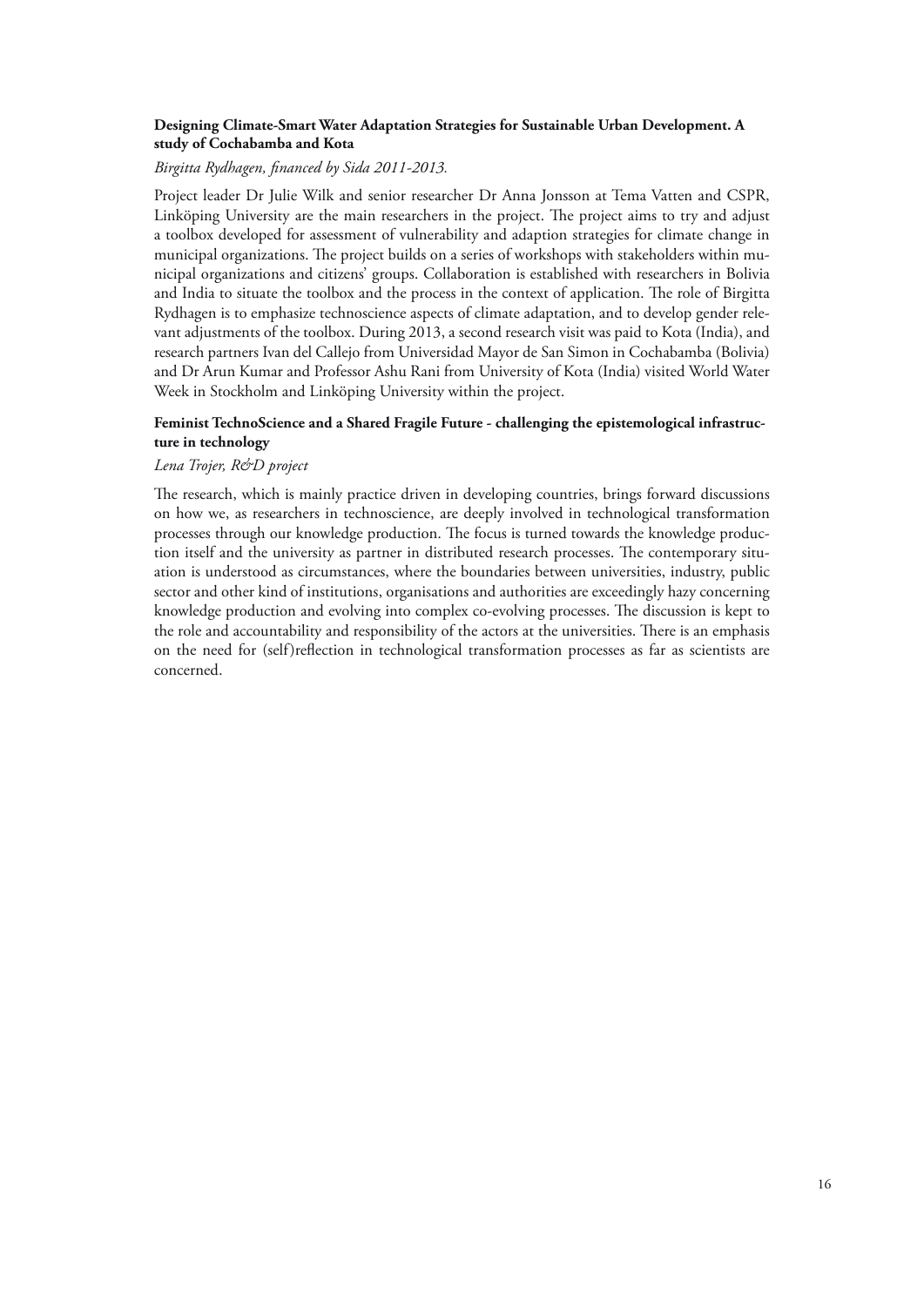**Designing Climate-Smart Water Adaptation Strategies for Sustainable Urban Development. A study of Cochabamba and Kota**

*Birgitta Rydhagen, financed by Sida 2011-2013.*

Project leader Dr Julie Wilk and senior researcher Dr Anna Jonsson at Tema Vatten and CSPR, Linköping University are the main researchers in the project. The project aims to try and adjust a toolbox developed for assessment of vulnerability and adaption strategies for climate change in municipal organizations. The project builds on a series of workshops with stakeholders within municipal organizations and citizens' groups. Collaboration is established with researchers in Bolivia and India to situate the toolbox and the process in the context of application. The role of Birgitta Rydhagen is to emphasize technoscience aspects of climate adaptation, and to develop gender relevant adjustments of the toolbox. During 2013, a second research visit was paid to Kota (India), and research partners Ivan del Callejo from Universidad Mayor de San Simon in Cochabamba (Bolivia) and Dr Arun Kumar and Professor Ashu Rani from University of Kota (India) visited World Water Week in Stockholm and Linköping University within the project.

**Feminist TechnoScience and a Shared Fragile Future - challenging the epistemological infrastructure in technology**

*Lena Trojer, R&D project*

The research, which is mainly practice driven in developing countries, brings forward discussions on how we, as researchers in technoscience, are deeply involved in technological transformation processes through our knowledge production. The focus is turned towards the knowledge production itself and the university as partner in distributed research processes. The contemporary situation is understood as circumstances, where the boundaries between universities, industry, public sector and other kind of institutions, organisations and authorities are exceedingly hazy concerning knowledge production and evolving into complex co-evolving processes. The discussion is kept to the role and accountability and responsibility of the actors at the universities. There is an emphasis on the need for (self)reflection in technological transformation processes as far as scientists are concerned.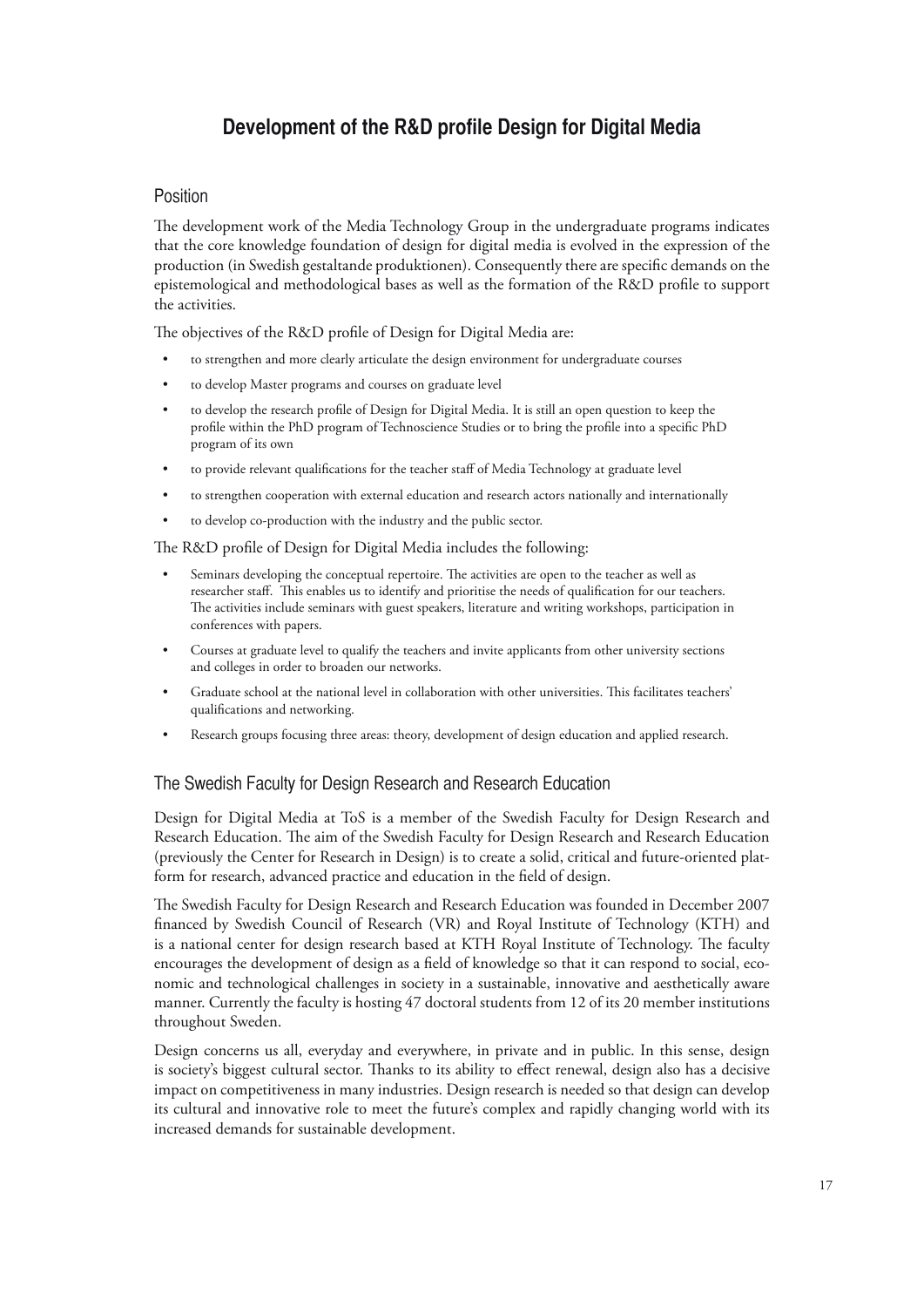# Development of the R&D profile Design for Digital Media

## Position

The development work of the Media Technology Group in the undergraduate programs indicates that the core knowledge foundation of design for digital media is evolved in the expression of the production (in Swedish gestaltande produktionen). Consequently there are specific demands on the epistemological and methodological bases as well as the formation of the R&D profile to support the activities.

The objectives of the R&D profile of Design for Digital Media are:

- to strengthen and more clearly articulate the design environment for undergraduate courses
- to develop Master programs and courses on graduate level
- to develop the research profile of Design for Digital Media. It is still an open question to keep the profile within the PhD program of Technoscience Studies or to bring the profile into a specific PhD program of its own
- to provide relevant qualifications for the teacher staff of Media Technology at graduate level
- to strengthen cooperation with external education and research actors nationally and internationally
- to develop co-production with the industry and the public sector.

The R&D profile of Design for Digital Media includes the following:

- Seminars developing the conceptual repertoire. The activities are open to the teacher as well as researcher staff. This enables us to identify and prioritise the needs of qualification for our teachers. The activities include seminars with guest speakers, literature and writing workshops, participation in conferences with papers.
- Courses at graduate level to qualify the teachers and invite applicants from other university sections and colleges in order to broaden our networks.
- Graduate school at the national level in collaboration with other universities. This facilitates teachers' qualifications and networking.
- Research groups focusing three areas: theory, development of design education and applied research.

## The Swedish Faculty for Design Research and Research Education

Design for Digital Media at ToS is a member of the Swedish Faculty for Design Research and Research Education. The aim of the Swedish Faculty for Design Research and Research Education (previously the Center for Research in Design) is to create a solid, critical and future-oriented platform for research, advanced practice and education in the field of design.

The Swedish Faculty for Design Research and Research Education was founded in December 2007 financed by Swedish Council of Research (VR) and Royal Institute of Technology (KTH) and is a national center for design research based at KTH Royal Institute of Technology. The faculty encourages the development of design as a field of knowledge so that it can respond to social, economic and technological challenges in society in a sustainable, innovative and aesthetically aware manner. Currently the faculty is hosting 47 doctoral students from 12 of its 20 member institutions throughout Sweden.

Design concerns us all, everyday and everywhere, in private and in public. In this sense, design is society's biggest cultural sector. Thanks to its ability to effect renewal, design also has a decisive impact on competitiveness in many industries. Design research is needed so that design can develop its cultural and innovative role to meet the future's complex and rapidly changing world with its increased demands for sustainable development.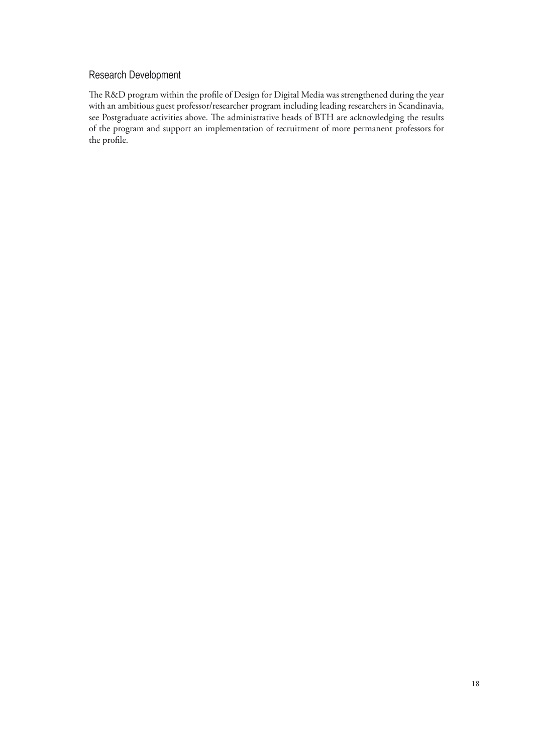## Research Development

The R&D program within the profile of Design for Digital Media was strengthened during the year with an ambitious guest professor/researcher program including leading researchers in Scandinavia, see Postgraduate activities above. The administrative heads of BTH are acknowledging the results of the program and support an implementation of recruitment of more permanent professors for the profile.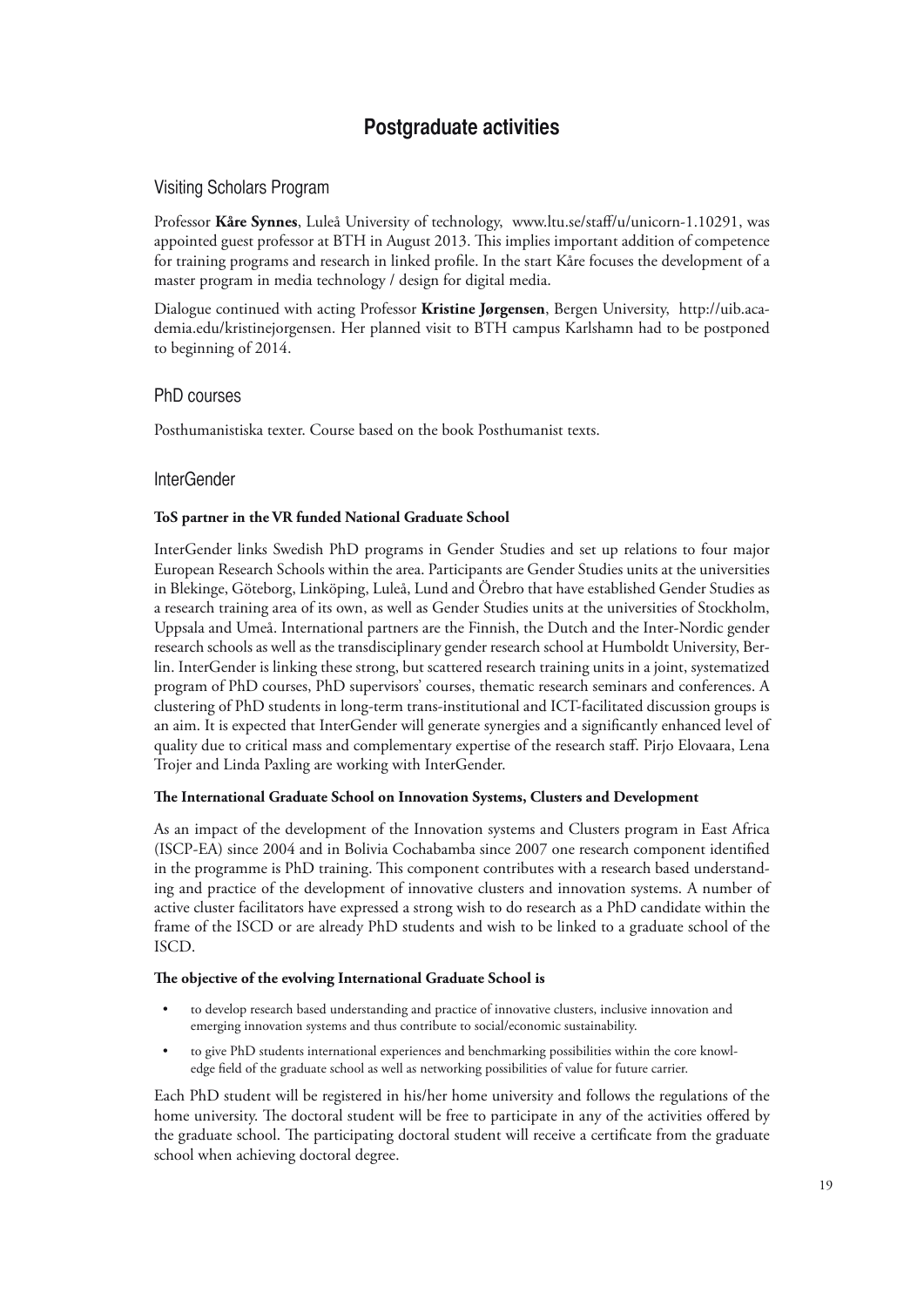# Postgraduate activities

## Visiting Scholars Program

Professor **Kåre Synnes**, Luleå University of technology, www.ltu.se/staff/u/unicorn-1.10291, was appointed guest professor at BTH in August 2013. This implies important addition of competence for training programs and research in linked profile. In the start Kåre focuses the development of a master program in media technology / design for digital media.

Dialogue continued with acting Professor **Kristine Jørgensen**, Bergen University, http://uib.academia.edu/kristinejorgensen. Her planned visit to BTH campus Karlshamn had to be postponed to beginning of 2014.

## PhD courses

Posthumanistiska texter. Course based on the book Posthumanist texts.

## InterGender

**ToS partner in the VR funded National Graduate School**

InterGender links Swedish PhD programs in Gender Studies and set up relations to four major European Research Schools within the area. Participants are Gender Studies units at the universities in Blekinge, Göteborg, Linköping, Luleå, Lund and Örebro that have established Gender Studies as a research training area of its own, as well as Gender Studies units at the universities of Stockholm, Uppsala and Umeå. International partners are the Finnish, the Dutch and the Inter-Nordic gender research schools as well as the transdisciplinary gender research school at Humboldt University, Berlin. InterGender is linking these strong, but scattered research training units in a joint, systematized program of PhD courses, PhD supervisors' courses, thematic research seminars and conferences. A clustering of PhD students in long-term trans-institutional and ICT-facilitated discussion groups is an aim. It is expected that InterGender will generate synergies and a significantly enhanced level of quality due to critical mass and complementary expertise of the research staff. Pirjo Elovaara, Lena Trojer and Linda Paxling are working with InterGender.

**The International Graduate School on Innovation Systems, Clusters and Development**

As an impact of the development of the Innovation systems and Clusters program in East Africa (ISCP-EA) since 2004 and in Bolivia Cochabamba since 2007 one research component identified in the programme is PhD training. This component contributes with a research based understanding and practice of the development of innovative clusters and innovation systems. A number of active cluster facilitators have expressed a strong wish to do research as a PhD candidate within the frame of the ISCD or are already PhD students and wish to be linked to a graduate school of the ISCD.

**The objective of the evolving International Graduate School is**

- to develop research based understanding and practice of innovative clusters, inclusive innovation and emerging innovation systems and thus contribute to social/economic sustainability.
- to give PhD students international experiences and benchmarking possibilities within the core knowledge field of the graduate school as well as networking possibilities of value for future carrier.

Each PhD student will be registered in his/her home university and follows the regulations of the home university. The doctoral student will be free to participate in any of the activities offered by the graduate school. The participating doctoral student will receive a certificate from the graduate school when achieving doctoral degree.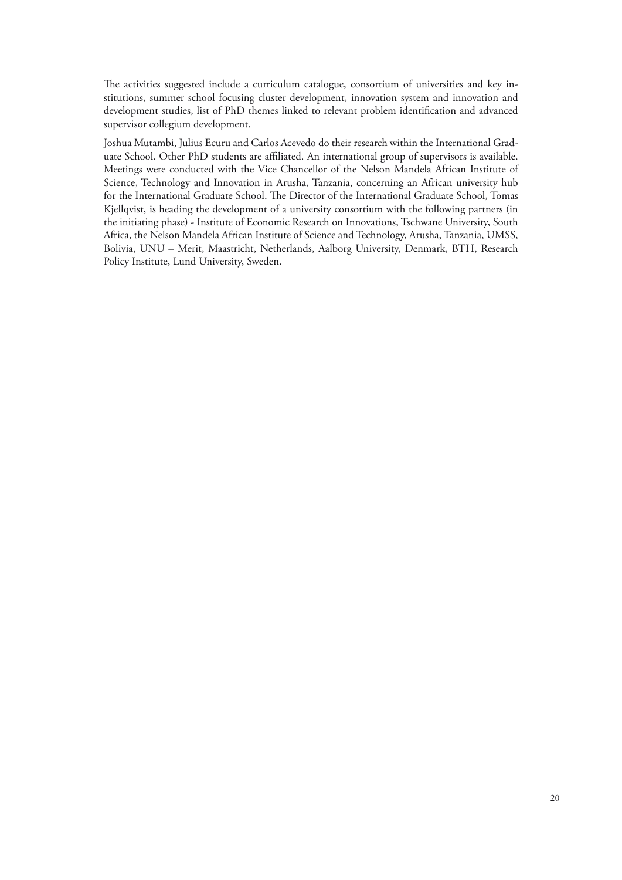The activities suggested include a curriculum catalogue, consortium of universities and key institutions, summer school focusing cluster development, innovation system and innovation and development studies, list of PhD themes linked to relevant problem identification and advanced supervisor collegium development.

Joshua Mutambi, Julius Ecuru and Carlos Acevedo do their research within the International Graduate School. Other PhD students are affiliated. An international group of supervisors is available. Meetings were conducted with the Vice Chancellor of the Nelson Mandela African Institute of Science, Technology and Innovation in Arusha, Tanzania, concerning an African university hub for the International Graduate School. The Director of the International Graduate School, Tomas Kjellqvist, is heading the development of a university consortium with the following partners (in the initiating phase) - Institute of Economic Research on Innovations, Tschwane University, South Africa, the Nelson Mandela African Institute of Science and Technology, Arusha, Tanzania, UMSS, Bolivia, UNU – Merit, Maastricht, Netherlands, Aalborg University, Denmark, BTH, Research Policy Institute, Lund University, Sweden.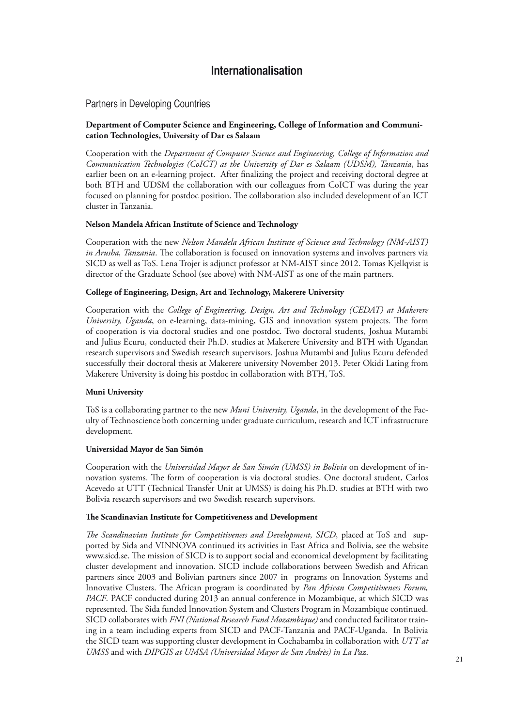# Internationalisation

## Partners in Developing Countries

### Department of Computer Science and Engineering, College of Information and Communication Technologies, University of Dar es Salaam

Cooperation with the *Department of Computer Science and Engineering, College of Information and Communication Technologies (CoICT) at the University of Dar es Salaam (UDSM), Tanzania*, has earlier been on an e-learning project. After finalizing the project and receiving doctoral degree at both BTH and UDSM the collaboration with our colleagues from CoICT was during the year focused on planning for postdoc position. The collaboration also included development of an ICT cluster in Tanzania.

### Nelson Mandela African Institute of Science and Technology

Cooperation with the new *Nelson Mandela African Institute of Science and Technology (NM-AIST) in Arusha, Tanzania*. The collaboration is focused on innovation systems and involves partners via SICD as well as ToS. Lena Trojer is adjunct professor at NM-AIST since 2012. Tomas Kjellqvist is director of the Graduate School (see above) with NM-AIST as one of the main partners.

### College of Engineering, Design, Art and Technology, Makerere University

Cooperation with the *College of Engineering, Design, Art and Technology (CEDAT) at Makerere University, Uganda*, on e-learning, data-mining, GIS and innovation system projects. The form of cooperation is via doctoral studies and one postdoc. Two doctoral students, Joshua Mutambi and Julius Ecuru, conducted their Ph.D. studies at Makerere University and BTH with Ugandan research supervisors and Swedish research supervisors. Joshua Mutambi and Julius Ecuru defended successfully their doctoral thesis at Makerere university November 2013. Peter Okidi Lating from Makerere University is doing his postdoc in collaboration with BTH, ToS.

### Muni University

ToS is a collaborating partner to the new *Muni University, Uganda*, in the development of the Faculty of Technoscience both concerning under graduate curriculum, research and ICT infrastructure development.

### Universidad Mayor de San Simón

Cooperation with the *Universidad Mayor de San Simón (UMSS) in Bolivia* on development of innovation systems. The form of cooperation is via doctoral studies. One doctoral student, Carlos Acevedo at UTT (Technical Transfer Unit at UMSS) is doing his Ph.D. studies at BTH with two Bolivia research supervisors and two Swedish research supervisors.

### The Scandinavian Institute for Competitiveness and Development

*The Scandinavian Institute for Competitiveness and Development, SICD*, placed at ToS and supported by Sida and VINNOVA continued its activities in East Africa and Bolivia, see the website www.sicd.se. The mission of SICD is to support social and economical development by facilitating cluster development and innovation. SICD include collaborations between Swedish and African partners since 2003 and Bolivian partners since 2007 in programs on Innovation Systems and Innovative Clusters. The African program is coordinated by *Pan African Competitiveness Forum, PACF*. PACF conducted during 2013 an annual conference in Mozambique, at which SICD was represented. The Sida funded Innovation System and Clusters Program in Mozambique continued. SICD collaborates with *FNI (National Research Fund Mozambique)* and conducted facilitator training in a team including experts from SICD and PACF-Tanzania and PACF-Uganda. In Bolivia the SICD team was supporting cluster development in Cochabamba in collaboration with *UTT at UMSS* and with *DIPGIS at UMSA (Universidad Mayor de San Andrès) in La Paz*.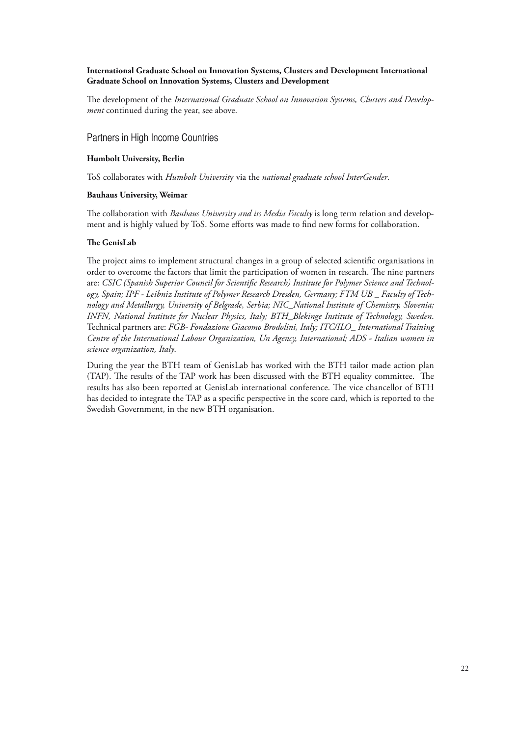**International Graduate School on Innovation Systems, Clusters and Development International Graduate School on Innovation Systems, Clusters and Development**

The development of the *International Graduate School on Innovation Systems, Clusters and Development* continued during the year, see above.

## Partners in High Income Countries

**Humbolt University, Berlin**

ToS collaborates with *Humbolt University* via the *national graduate school InterGender*.

**Bauhaus University, Weimar**

The collaboration with *Bauhaus University and its Media Faculty* is long term relation and development and is highly valued by ToS. Some efforts was made to find new forms for collaboration.

**The GenisLab**

The project aims to implement structural changes in a group of selected scientific organisations in order to overcome the factors that limit the participation of women in research. The nine partners are: *CSIC (Spanish Superior Council for Scientific Research) Institute for Polymer Science and Technology, Spain; IPF - Leibniz Institute of Polymer Research Dresden, Germany; FTM UB _ Faculty of Technology and Metallurgy, University of Belgrade, Serbia; NIC_National Institute of Chemistry, Slovenia; INFN, National Institute for Nuclear Physics, Italy; BTH_Blekinge Institute of Technology, Sweden*. Technical partners are: *FGB- Fondazione Giacomo Brodolini, Italy; ITC/ILO_ International Training Centre of the International Labour Organization, Un Agency, International; ADS - Italian women in science organization, Italy*.

During the year the BTH team of GenisLab has worked with the BTH tailor made action plan (TAP). The results of the TAP work has been discussed with the BTH equality committee. The results has also been reported at GenisLab international conference. The vice chancellor of BTH has decided to integrate the TAP as a specific perspective in the score card, which is reported to the Swedish Government, in the new BTH organisation.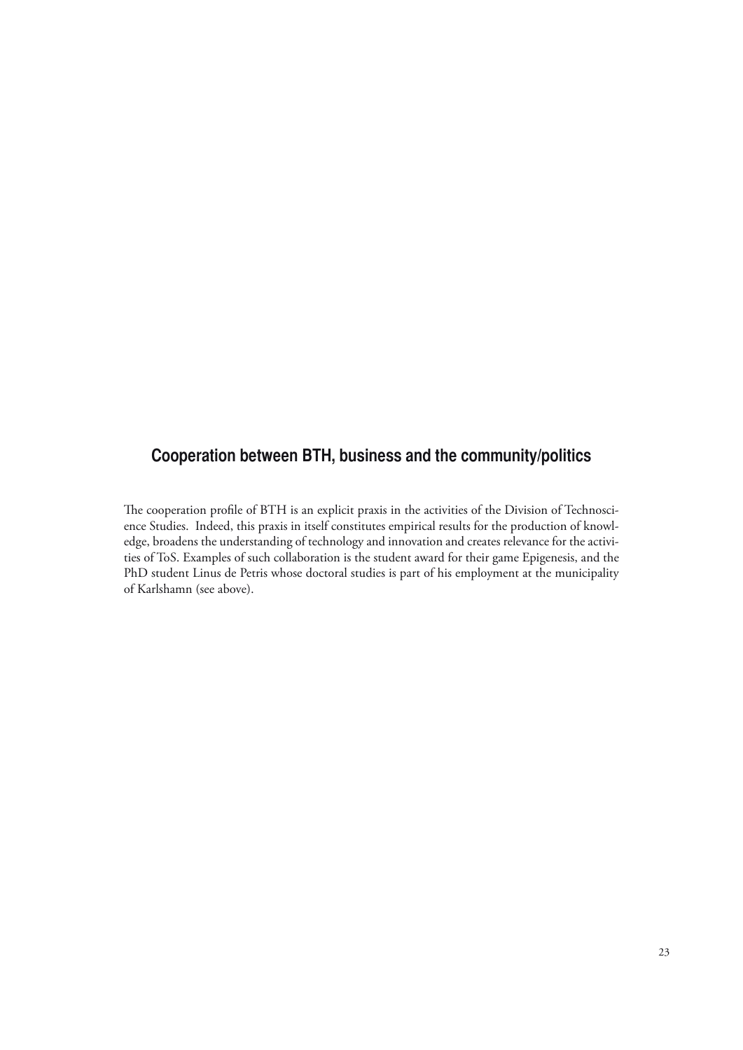## Cooperation between BTH, business and the community/politics

The cooperation profile of BTH is an explicit praxis in the activities of the Division of Technoscience Studies. Indeed, this praxis in itself constitutes empirical results for the production of knowledge, broadens the understanding of technology and innovation and creates relevance for the activities of ToS. Examples of such collaboration is the student award for their game Epigenesis, and the PhD student Linus de Petris whose doctoral studies is part of his employment at the municipality of Karlshamn (see above).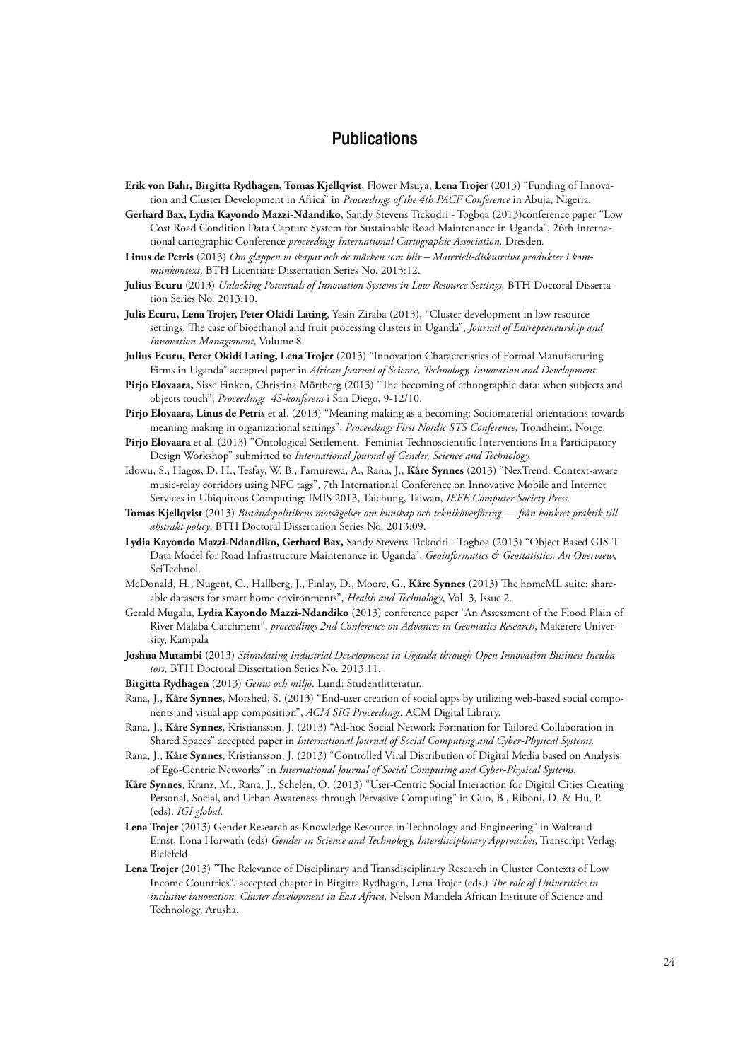## Publications

**Erik von Bahr, Birgitta Rydhagen, Tomas Kjellqvist**, Flower Msuya, **Lena Trojer** (2013) "Funding of Innovation and Cluster Development in Africa" in *Proceedings of the 4th PACF Conference* in Abuja, Nigeria.

**Gerhard Bax, Lydia Kayondo Mazzi-Ndandiko**, Sandy Stevens Tickodri - Togboa (2013)conference paper "Low Cost Road Condition Data Capture System for Sustainable Road Maintenance in Uganda", 26th International cartographic Conference *proceedings International Cartographic Association,* Dresden*.*

**Linus de Petris** (2013) *Om glappen vi skapar och de märken som blir – Materiell-diskusrsiva produkter i kommunkontext*, BTH Licentiate Dissertation Series No. 2013:12.

**Julius Ecuru** (2013) *Unlocking Potentials of Innovation Systems in Low Resource Settings,* BTH Doctoral Dissertation Series No. 2013:10.

**Julis Ecuru, Lena Trojer, Peter Okidi Lating**, Yasin Ziraba (2013), "Cluster development in low resource settings: The case of bioethanol and fruit processing clusters in Uganda", *Journal of Entrepreneurship and Innovation Management*, Volume 8.

**Julius Ecuru, Peter Okidi Lating, Lena Trojer** (2013) "Innovation Characteristics of Formal Manufacturing Firms in Uganda" accepted paper in *African Journal of Science, Technology, Innovation and Development*.

**Pirjo Elovaara,** Sisse Finken, Christina Mörtberg (2013) "The becoming of ethnographic data: when subjects and objects touch", *Proceedings 4S-konferens* i San Diego, 9-12/10.

**Pirjo Elovaara, Linus de Petris** et al. (2013) "Meaning making as a becoming: Sociomaterial orientations towards meaning making in organizational settings", *Proceedings First Nordic STS Conference,* Trondheim, Norge.

**Pirjo Elovaara** et al. (2013) "Ontological Settlement. Feminist Technoscientific Interventions In a Participatory Design Workshop" submitted to *International Journal of Gender, Science and Technology.*

Idowu, S., Hagos, D. H., Tesfay, W. B., Famurewa, A., Rana, J., **Kåre Synnes** (2013) "NexTrend: Context-aware music-relay corridors using NFC tags", 7th International Conference on Innovative Mobile and Internet Services in Ubiquitous Computing: IMIS 2013, Taichung, Taiwan, *IEEE Computer Society Press*.

**Tomas Kjellqvist** (2013) *Biståndspolitikens motsägelser om kunskap och tekniköverföring — från konkret praktik till abstrakt policy*, BTH Doctoral Dissertation Series No. 2013:09.

**Lydia Kayondo Mazzi-Ndandiko, Gerhard Bax,** Sandy Stevens Tickodri - Togboa (2013) "Object Based GIS-T Data Model for Road Infrastructure Maintenance in Uganda", *Geoinformatics & Geostatistics: An Overview*, SciTechnol.

McDonald, H., Nugent, C., Hallberg, J., Finlay, D., Moore, G., **Kåre Synnes** (2013) The homeML suite: shareable datasets for smart home environments", *Health and Technology*, Vol. 3, Issue 2.

Gerald Mugalu, **Lydia Kayondo Mazzi-Ndandiko** (2013) conference paper "An Assessment of the Flood Plain of River Malaba Catchment", *proceedings 2nd Conference on Advances in Geomatics Research*, Makerere University, Kampala

**Joshua Mutambi** (2013) *Stimulating Industrial Development in Uganda through Open Innovation Business Incubators,* BTH Doctoral Dissertation Series No. 2013:11.

**Birgitta Rydhagen** (2013) *Genus och miljö*. Lund: Studentlitteratur.

Rana, J., **Kåre Synnes**, Morshed, S. (2013) "End-user creation of social apps by utilizing web-based social components and visual app composition", *ACM SIG Proceedings*. ACM Digital Library.

Rana, J., **Kåre Synnes**, Kristiansson, J. (2013) "Ad-hoc Social Network Formation for Tailored Collaboration in Shared Spaces" accepted paper in *International Journal of Social Computing and Cyber-Physical Systems.*

Rana, J., **Kåre Synnes**, Kristiansson, J. (2013) "Controlled Viral Distribution of Digital Media based on Analysis of Ego-Centric Networks" in *International Journal of Social Computing and Cyber-Physical Systems*.

**Kåre Synnes**, Kranz, M., Rana, J., Schelén, O. (2013) "User-Centric Social Interaction for Digital Cities Creating Personal, Social, and Urban Awareness through Pervasive Computing" in Guo, B., Riboni, D. & Hu, P. (eds). *IGI global*.

**Lena Trojer** (2013) Gender Research as Knowledge Resource in Technology and Engineering" in Waltraud Ernst, Ilona Horwath (eds) *Gender in Science and Technology, Interdisciplinary Approaches,* Transcript Verlag, Bielefeld.

**Lena Trojer** (2013) "The Relevance of Disciplinary and Transdisciplinary Research in Cluster Contexts of Low Income Countries", accepted chapter in Birgitta Rydhagen, Lena Trojer (eds.) *The role of Universities in inclusive innovation. Cluster development in East Africa,* Nelson Mandela African Institute of Science and Technology, Arusha.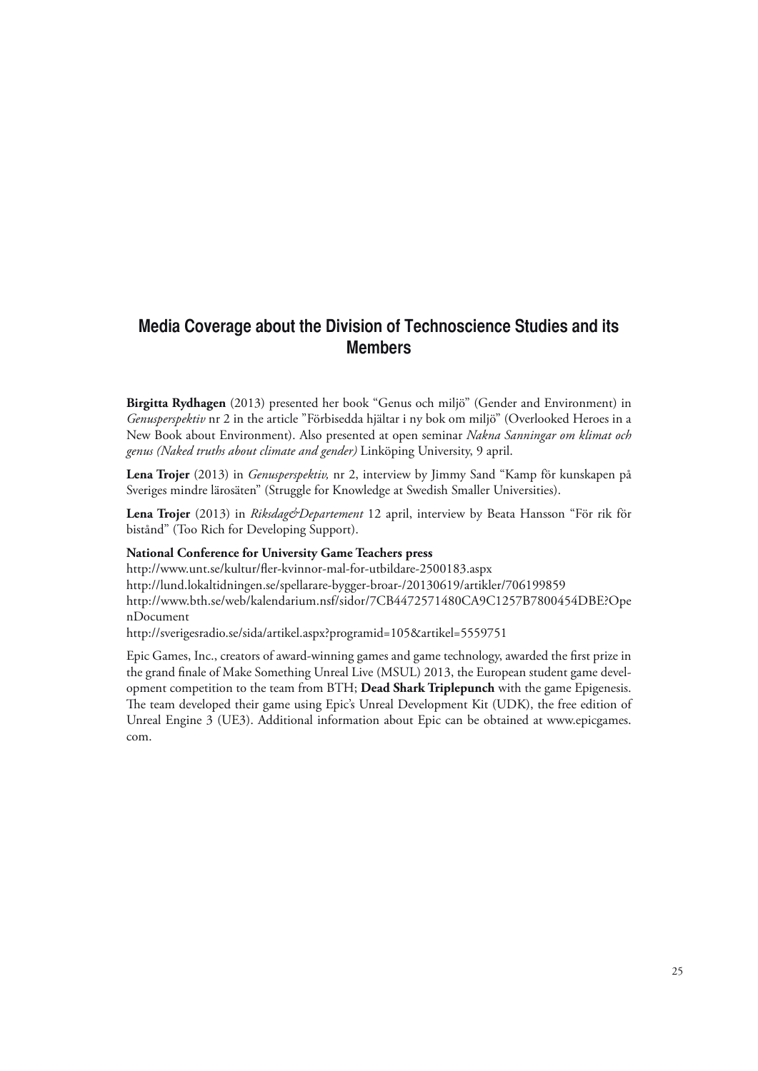## Media Coverage about the Division of Technoscience Studies and its Members

**Birgitta Rydhagen** (2013) presented her book "Genus och miljö" (Gender and Environment) in *Genusperspektiv* nr 2 in the article "Förbisedda hjältar i ny bok om miljö" (Overlooked Heroes in a New Book about Environment). Also presented at open seminar *Nakna Sanningar om klimat och genus (Naked truths about climate and gender)* Linköping University, 9 april.

**Lena Trojer** (2013) in *Genusperspektiv,* nr 2, interview by Jimmy Sand "Kamp för kunskapen på Sveriges mindre lärosäten" (Struggle for Knowledge at Swedish Smaller Universities).

**Lena Trojer** (2013) in *Riksdag&Departement* 12 april, interview by Beata Hansson "För rik för bistånd" (Too Rich for Developing Support).

**National Conference for University Game Teachers press**
http://www.unt.se/kultur/fler-kvinnor-mal-for-utbildare-2500183.aspx
http://lund.lokaltidningen.se/spellarare-bygger-broar-/20130619/artikler/706199859
http://www.bth.se/web/kalendarium.nsf/sidor/7CB4472571480CA9C1257B7800454DBE?OpenDocument
http://sverigesradio.se/sida/artikel.aspx?programid=105&artikel=5559751

Epic Games, Inc., creators of award-winning games and game technology, awarded the first prize in the grand finale of Make Something Unreal Live (MSUL) 2013, the European student game development competition to the team from BTH; **Dead Shark Triplepunch** with the game Epigenesis. The team developed their game using Epic's Unreal Development Kit (UDK), the free edition of Unreal Engine 3 (UE3). Additional information about Epic can be obtained at www.epicgames.com.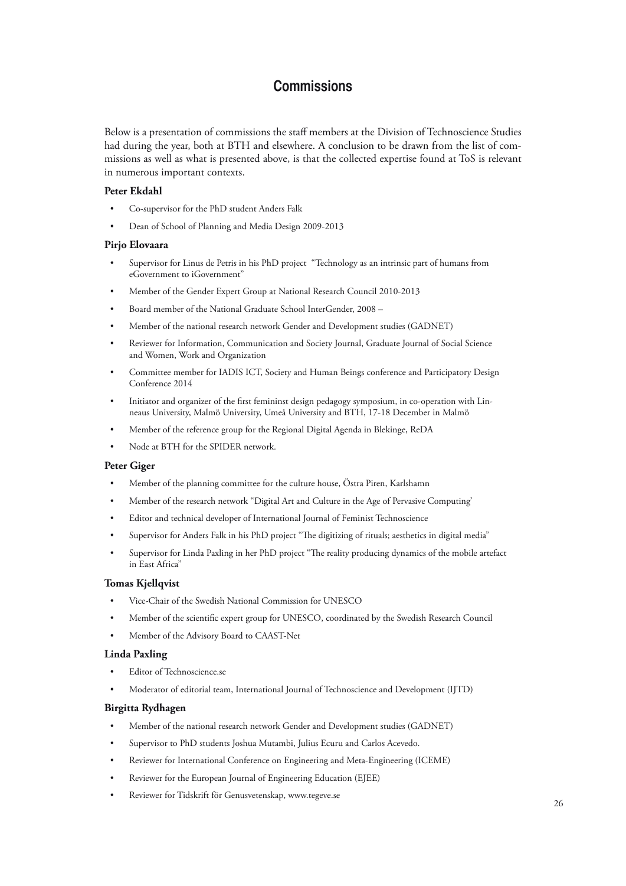# Commissions

Below is a presentation of commissions the staff members at the Division of Technoscience Studies had during the year, both at BTH and elsewhere. A conclusion to be drawn from the list of commissions as well as what is presented above, is that the collected expertise found at ToS is relevant in numerous important contexts.

**Peter Ekdahl**

- Co-supervisor for the PhD student Anders Falk
- Dean of School of Planning and Media Design 2009-2013

**Pirjo Elovaara**

- Supervisor for Linus de Petris in his PhD project "Technology as an intrinsic part of humans from eGovernment to iGovernment"
- Member of the Gender Expert Group at National Research Council 2010-2013
- Board member of the National Graduate School InterGender, 2008 –
- Member of the national research network Gender and Development studies (GADNET)
- Reviewer for Information, Communication and Society Journal, Graduate Journal of Social Science and Women, Work and Organization
- Committee member for IADIS ICT, Society and Human Beings conference and Participatory Design Conference 2014
- Initiator and organizer of the first femininst design pedagogy symposium, in co-operation with Linneaus University, Malmö University, Umeå University and BTH, 17-18 December in Malmö
- Member of the reference group for the Regional Digital Agenda in Blekinge, ReDA
- Node at BTH for the SPIDER network.

**Peter Giger**

- Member of the planning committee for the culture house, Östra Piren, Karlshamn
- Member of the research network "Digital Art and Culture in the Age of Pervasive Computing'
- Editor and technical developer of International Journal of Feminist Technoscience
- Supervisor for Anders Falk in his PhD project "The digitizing of rituals; aesthetics in digital media"
- Supervisor for Linda Paxling in her PhD project "The reality producing dynamics of the mobile artefact in East Africa"

**Tomas Kjellqvist**

- Vice-Chair of the Swedish National Commission for UNESCO
- Member of the scientific expert group for UNESCO, coordinated by the Swedish Research Council
- Member of the Advisory Board to CAAST-Net

**Linda Paxling**

- Editor of Technoscience.se
- Moderator of editorial team, International Journal of Technoscience and Development (IJTD)

**Birgitta Rydhagen**

- Member of the national research network Gender and Development studies (GADNET)
- Supervisor to PhD students Joshua Mutambi, Julius Ecuru and Carlos Acevedo.
- Reviewer for International Conference on Engineering and Meta-Engineering (ICEME)
- Reviewer for the European Journal of Engineering Education (EJEE)
- Reviewer for Tidskrift för Genusvetenskap, www.tegeve.se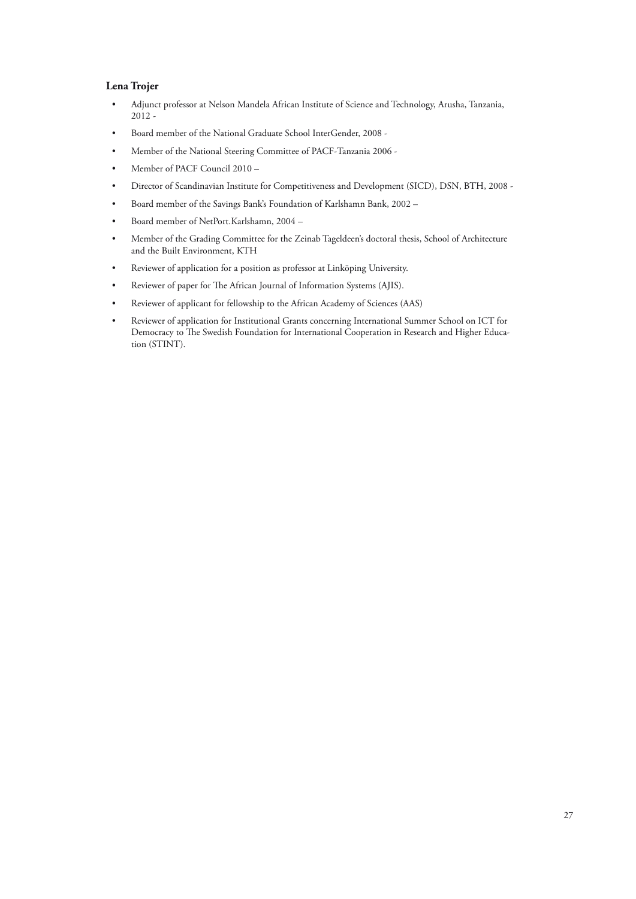**Lena Trojer**

- Adjunct professor at Nelson Mandela African Institute of Science and Technology, Arusha, Tanzania, 2012 -
- Board member of the National Graduate School InterGender, 2008 -
- Member of the National Steering Committee of PACF-Tanzania 2006 -
- Member of PACF Council 2010 –
- Director of Scandinavian Institute for Competitiveness and Development (SICD), DSN, BTH, 2008 -
- Board member of the Savings Bank's Foundation of Karlshamn Bank, 2002 –
- Board member of NetPort.Karlshamn, 2004 –
- Member of the Grading Committee for the Zeinab Tageldeen's doctoral thesis, School of Architecture and the Built Environment, KTH
- Reviewer of application for a position as professor at Linköping University.
- Reviewer of paper for The African Journal of Information Systems (AJIS).
- Reviewer of applicant for fellowship to the African Academy of Sciences (AAS)
- Reviewer of application for Institutional Grants concerning International Summer School on ICT for Democracy to The Swedish Foundation for International Cooperation in Research and Higher Education (STINT).